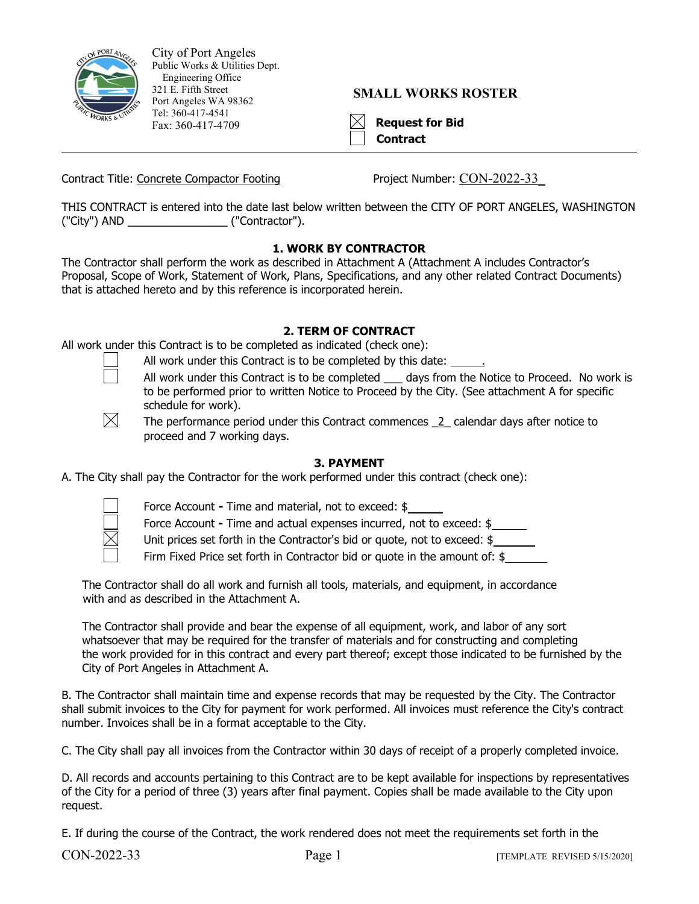City of Port Angeles
Public Works & Utilities Dept.
Engineering Office
321 E. Fifth Street
Port Angeles WA 98362
Tel: 360-417-4541
Fax: 360-417-4709

**SMALL WORKS ROSTER**

☒ **Request for Bid**
☐ **Contract**

---

Contract Title: Concrete Compactor Footing    Project Number: CON-2022-33

THIS CONTRACT is entered into the date last below written between the CITY OF PORT ANGELES, WASHINGTON ("City") AND ________________ ("Contractor").

### 1. WORK BY CONTRACTOR

The Contractor shall perform the work as described in Attachment A (Attachment A includes Contractor's Proposal, Scope of Work, Statement of Work, Plans, Specifications, and any other related Contract Documents) that is attached hereto and by this reference is incorporated herein.

### 2. TERM OF CONTRACT

All work under this Contract is to be completed as indicated (check one):

☐ All work under this Contract is to be completed by this date: _____.

☐ All work under this Contract is to be completed ___ days from the Notice to Proceed. No work is to be performed prior to written Notice to Proceed by the City. (See attachment A for specific schedule for work).

☒ The performance period under this Contract commences _2_ calendar days after notice to proceed and 7 working days.

### 3. PAYMENT

A. The City shall pay the Contractor for the work performed under this contract (check one):

☐ Force Account **-** Time and material, not to exceed: $_____

☐ Force Account **-** Time and actual expenses incurred, not to exceed: $_____

☒ Unit prices set forth in the Contractor's bid or quote, not to exceed: $_____

☐ Firm Fixed Price set forth in Contractor bid or quote in the amount of: $_____

The Contractor shall do all work and furnish all tools, materials, and equipment, in accordance with and as described in the Attachment A.

The Contractor shall provide and bear the expense of all equipment, work, and labor of any sort whatsoever that may be required for the transfer of materials and for constructing and completing the work provided for in this contract and every part thereof; except those indicated to be furnished by the City of Port Angeles in Attachment A.

B. The Contractor shall maintain time and expense records that may be requested by the City. The Contractor shall submit invoices to the City for payment for work performed. All invoices must reference the City's contract number. Invoices shall be in a format acceptable to the City.

C. The City shall pay all invoices from the Contractor within 30 days of receipt of a properly completed invoice.

D. All records and accounts pertaining to this Contract are to be kept available for inspections by representatives of the City for a period of three (3) years after final payment. Copies shall be made available to the City upon request.

E. If during the course of the Contract, the work rendered does not meet the requirements set forth in the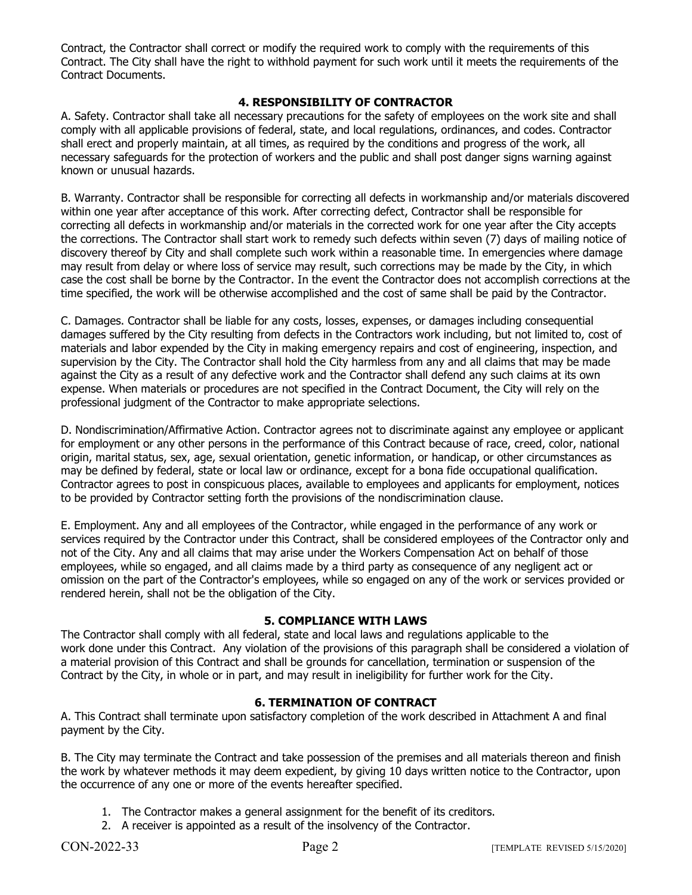Contract, the Contractor shall correct or modify the required work to comply with the requirements of this Contract. The City shall have the right to withhold payment for such work until it meets the requirements of the Contract Documents.

## 4. RESPONSIBILITY OF CONTRACTOR

A. Safety. Contractor shall take all necessary precautions for the safety of employees on the work site and shall comply with all applicable provisions of federal, state, and local regulations, ordinances, and codes. Contractor shall erect and properly maintain, at all times, as required by the conditions and progress of the work, all necessary safeguards for the protection of workers and the public and shall post danger signs warning against known or unusual hazards.

B. Warranty. Contractor shall be responsible for correcting all defects in workmanship and/or materials discovered within one year after acceptance of this work. After correcting defect, Contractor shall be responsible for correcting all defects in workmanship and/or materials in the corrected work for one year after the City accepts the corrections. The Contractor shall start work to remedy such defects within seven (7) days of mailing notice of discovery thereof by City and shall complete such work within a reasonable time. In emergencies where damage may result from delay or where loss of service may result, such corrections may be made by the City, in which case the cost shall be borne by the Contractor. In the event the Contractor does not accomplish corrections at the time specified, the work will be otherwise accomplished and the cost of same shall be paid by the Contractor.

C. Damages. Contractor shall be liable for any costs, losses, expenses, or damages including consequential damages suffered by the City resulting from defects in the Contractors work including, but not limited to, cost of materials and labor expended by the City in making emergency repairs and cost of engineering, inspection, and supervision by the City. The Contractor shall hold the City harmless from any and all claims that may be made against the City as a result of any defective work and the Contractor shall defend any such claims at its own expense. When materials or procedures are not specified in the Contract Document, the City will rely on the professional judgment of the Contractor to make appropriate selections.

D. Nondiscrimination/Affirmative Action. Contractor agrees not to discriminate against any employee or applicant for employment or any other persons in the performance of this Contract because of race, creed, color, national origin, marital status, sex, age, sexual orientation, genetic information, or handicap, or other circumstances as may be defined by federal, state or local law or ordinance, except for a bona fide occupational qualification. Contractor agrees to post in conspicuous places, available to employees and applicants for employment, notices to be provided by Contractor setting forth the provisions of the nondiscrimination clause.

E. Employment. Any and all employees of the Contractor, while engaged in the performance of any work or services required by the Contractor under this Contract, shall be considered employees of the Contractor only and not of the City. Any and all claims that may arise under the Workers Compensation Act on behalf of those employees, while so engaged, and all claims made by a third party as consequence of any negligent act or omission on the part of the Contractor's employees, while so engaged on any of the work or services provided or rendered herein, shall not be the obligation of the City.

## 5. COMPLIANCE WITH LAWS

The Contractor shall comply with all federal, state and local laws and regulations applicable to the work done under this Contract. Any violation of the provisions of this paragraph shall be considered a violation of a material provision of this Contract and shall be grounds for cancellation, termination or suspension of the Contract by the City, in whole or in part, and may result in ineligibility for further work for the City.

## 6. TERMINATION OF CONTRACT

A. This Contract shall terminate upon satisfactory completion of the work described in Attachment A and final payment by the City.

B. The City may terminate the Contract and take possession of the premises and all materials thereon and finish the work by whatever methods it may deem expedient, by giving 10 days written notice to the Contractor, upon the occurrence of any one or more of the events hereafter specified.

1. The Contractor makes a general assignment for the benefit of its creditors.
2. A receiver is appointed as a result of the insolvency of the Contractor.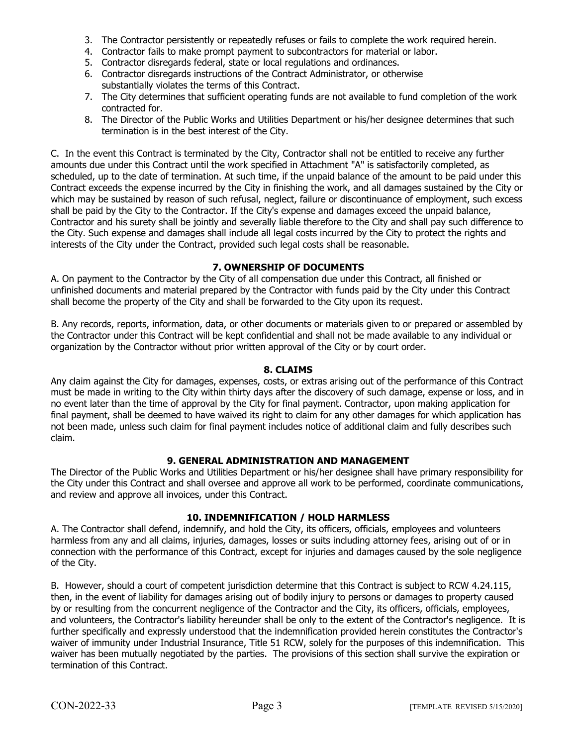3. The Contractor persistently or repeatedly refuses or fails to complete the work required herein.
4. Contractor fails to make prompt payment to subcontractors for material or labor.
5. Contractor disregards federal, state or local regulations and ordinances.
6. Contractor disregards instructions of the Contract Administrator, or otherwise substantially violates the terms of this Contract.
7. The City determines that sufficient operating funds are not available to fund completion of the work contracted for.
8. The Director of the Public Works and Utilities Department or his/her designee determines that such termination is in the best interest of the City.

C. In the event this Contract is terminated by the City, Contractor shall not be entitled to receive any further amounts due under this Contract until the work specified in Attachment "A" is satisfactorily completed, as scheduled, up to the date of termination. At such time, if the unpaid balance of the amount to be paid under this Contract exceeds the expense incurred by the City in finishing the work, and all damages sustained by the City or which may be sustained by reason of such refusal, neglect, failure or discontinuance of employment, such excess shall be paid by the City to the Contractor. If the City's expense and damages exceed the unpaid balance, Contractor and his surety shall be jointly and severally liable therefore to the City and shall pay such difference to the City. Such expense and damages shall include all legal costs incurred by the City to protect the rights and interests of the City under the Contract, provided such legal costs shall be reasonable.

## 7. OWNERSHIP OF DOCUMENTS

A. On payment to the Contractor by the City of all compensation due under this Contract, all finished or unfinished documents and material prepared by the Contractor with funds paid by the City under this Contract shall become the property of the City and shall be forwarded to the City upon its request.

B. Any records, reports, information, data, or other documents or materials given to or prepared or assembled by the Contractor under this Contract will be kept confidential and shall not be made available to any individual or organization by the Contractor without prior written approval of the City or by court order.

## 8. CLAIMS

Any claim against the City for damages, expenses, costs, or extras arising out of the performance of this Contract must be made in writing to the City within thirty days after the discovery of such damage, expense or loss, and in no event later than the time of approval by the City for final payment. Contractor, upon making application for final payment, shall be deemed to have waived its right to claim for any other damages for which application has not been made, unless such claim for final payment includes notice of additional claim and fully describes such claim.

## 9. GENERAL ADMINISTRATION AND MANAGEMENT

The Director of the Public Works and Utilities Department or his/her designee shall have primary responsibility for the City under this Contract and shall oversee and approve all work to be performed, coordinate communications, and review and approve all invoices, under this Contract.

## 10. INDEMNIFICATION / HOLD HARMLESS

A. The Contractor shall defend, indemnify, and hold the City, its officers, officials, employees and volunteers harmless from any and all claims, injuries, damages, losses or suits including attorney fees, arising out of or in connection with the performance of this Contract, except for injuries and damages caused by the sole negligence of the City.

B. However, should a court of competent jurisdiction determine that this Contract is subject to RCW 4.24.115, then, in the event of liability for damages arising out of bodily injury to persons or damages to property caused by or resulting from the concurrent negligence of the Contractor and the City, its officers, officials, employees, and volunteers, the Contractor's liability hereunder shall be only to the extent of the Contractor's negligence. It is further specifically and expressly understood that the indemnification provided herein constitutes the Contractor's waiver of immunity under Industrial Insurance, Title 51 RCW, solely for the purposes of this indemnification. This waiver has been mutually negotiated by the parties. The provisions of this section shall survive the expiration or termination of this Contract.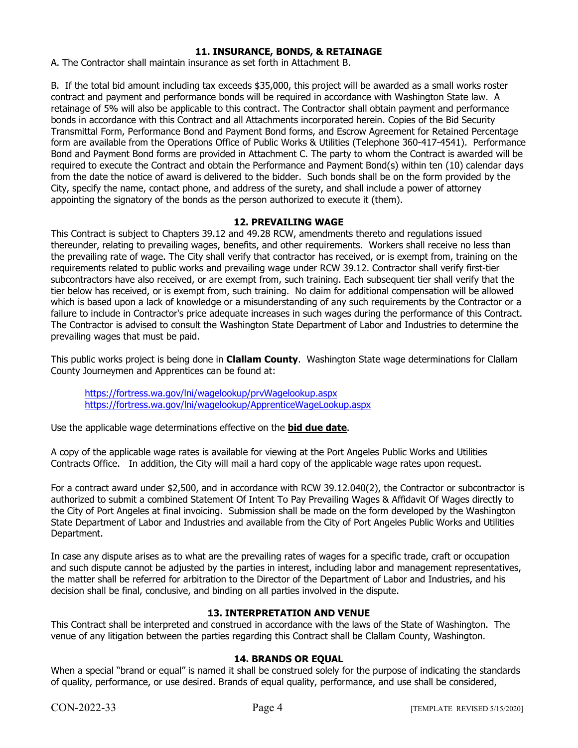### 11. INSURANCE, BONDS, & RETAINAGE

A. The Contractor shall maintain insurance as set forth in Attachment B.

B. If the total bid amount including tax exceeds $35,000, this project will be awarded as a small works roster contract and payment and performance bonds will be required in accordance with Washington State law. A retainage of 5% will also be applicable to this contract. The Contractor shall obtain payment and performance bonds in accordance with this Contract and all Attachments incorporated herein. Copies of the Bid Security Transmittal Form, Performance Bond and Payment Bond forms, and Escrow Agreement for Retained Percentage form are available from the Operations Office of Public Works & Utilities (Telephone 360-417-4541). Performance Bond and Payment Bond forms are provided in Attachment C. The party to whom the Contract is awarded will be required to execute the Contract and obtain the Performance and Payment Bond(s) within ten (10) calendar days from the date the notice of award is delivered to the bidder. Such bonds shall be on the form provided by the City, specify the name, contact phone, and address of the surety, and shall include a power of attorney appointing the signatory of the bonds as the person authorized to execute it (them).

### 12. PREVAILING WAGE

This Contract is subject to Chapters 39.12 and 49.28 RCW, amendments thereto and regulations issued thereunder, relating to prevailing wages, benefits, and other requirements. Workers shall receive no less than the prevailing rate of wage. The City shall verify that contractor has received, or is exempt from, training on the requirements related to public works and prevailing wage under RCW 39.12. Contractor shall verify first-tier subcontractors have also received, or are exempt from, such training. Each subsequent tier shall verify that the tier below has received, or is exempt from, such training. No claim for additional compensation will be allowed which is based upon a lack of knowledge or a misunderstanding of any such requirements by the Contractor or a failure to include in Contractor's price adequate increases in such wages during the performance of this Contract. The Contractor is advised to consult the Washington State Department of Labor and Industries to determine the prevailing wages that must be paid.

This public works project is being done in **Clallam County**. Washington State wage determinations for Clallam County Journeymen and Apprentices can be found at:

https://fortress.wa.gov/lni/wagelookup/prvWagelookup.aspx
https://fortress.wa.gov/lni/wagelookup/ApprenticeWageLookup.aspx

Use the applicable wage determinations effective on the **bid due date**.

A copy of the applicable wage rates is available for viewing at the Port Angeles Public Works and Utilities Contracts Office. In addition, the City will mail a hard copy of the applicable wage rates upon request.

For a contract award under $2,500, and in accordance with RCW 39.12.040(2), the Contractor or subcontractor is authorized to submit a combined Statement Of Intent To Pay Prevailing Wages & Affidavit Of Wages directly to the City of Port Angeles at final invoicing. Submission shall be made on the form developed by the Washington State Department of Labor and Industries and available from the City of Port Angeles Public Works and Utilities Department.

In case any dispute arises as to what are the prevailing rates of wages for a specific trade, craft or occupation and such dispute cannot be adjusted by the parties in interest, including labor and management representatives, the matter shall be referred for arbitration to the Director of the Department of Labor and Industries, and his decision shall be final, conclusive, and binding on all parties involved in the dispute.

### 13. INTERPRETATION AND VENUE

This Contract shall be interpreted and construed in accordance with the laws of the State of Washington. The venue of any litigation between the parties regarding this Contract shall be Clallam County, Washington.

### 14. BRANDS OR EQUAL

When a special "brand or equal" is named it shall be construed solely for the purpose of indicating the standards of quality, performance, or use desired. Brands of equal quality, performance, and use shall be considered,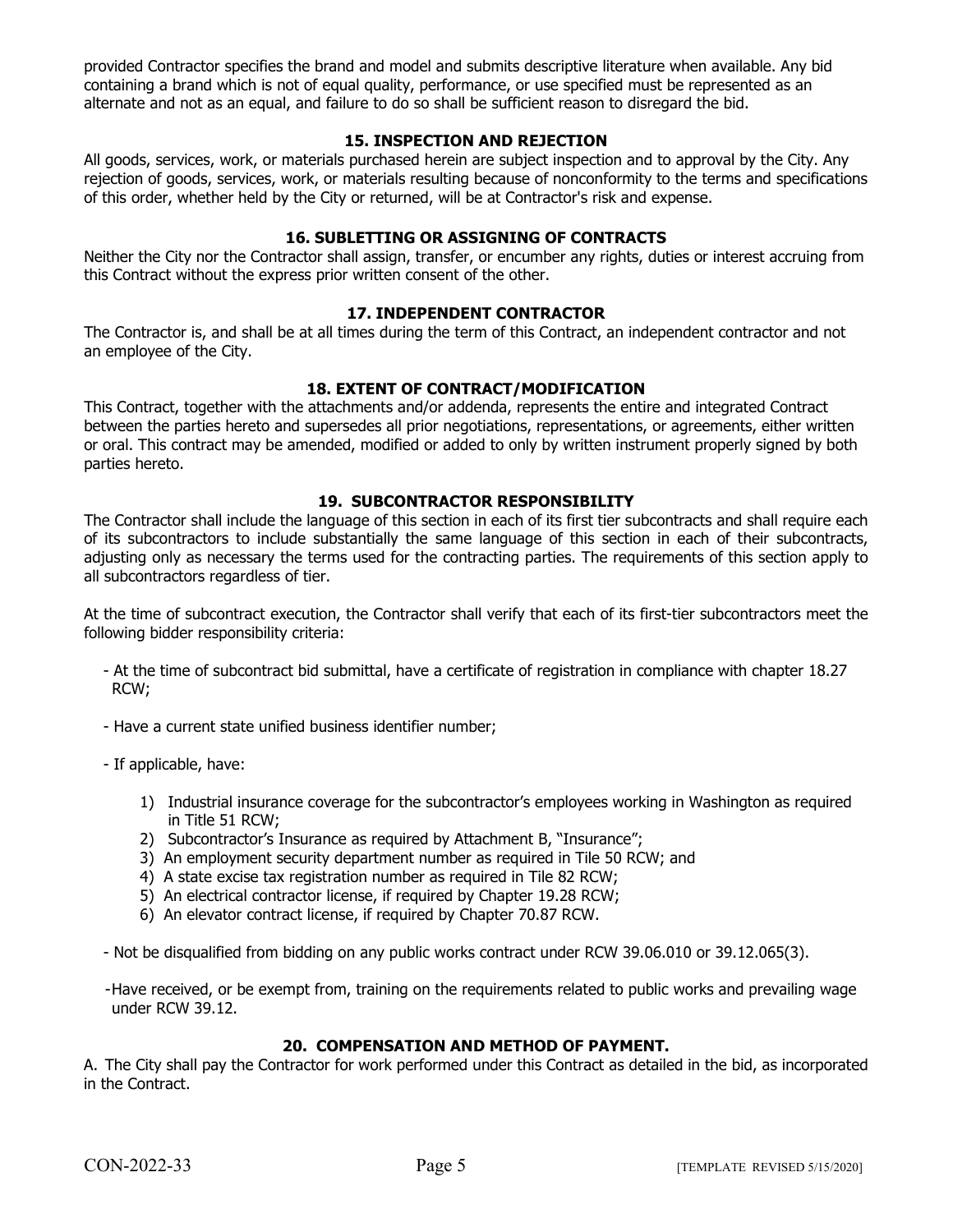provided Contractor specifies the brand and model and submits descriptive literature when available. Any bid containing a brand which is not of equal quality, performance, or use specified must be represented as an alternate and not as an equal, and failure to do so shall be sufficient reason to disregard the bid.

### 15. INSPECTION AND REJECTION

All goods, services, work, or materials purchased herein are subject inspection and to approval by the City. Any rejection of goods, services, work, or materials resulting because of nonconformity to the terms and specifications of this order, whether held by the City or returned, will be at Contractor's risk and expense.

### 16. SUBLETTING OR ASSIGNING OF CONTRACTS

Neither the City nor the Contractor shall assign, transfer, or encumber any rights, duties or interest accruing from this Contract without the express prior written consent of the other.

### 17. INDEPENDENT CONTRACTOR

The Contractor is, and shall be at all times during the term of this Contract, an independent contractor and not an employee of the City.

### 18. EXTENT OF CONTRACT/MODIFICATION

This Contract, together with the attachments and/or addenda, represents the entire and integrated Contract between the parties hereto and supersedes all prior negotiations, representations, or agreements, either written or oral. This contract may be amended, modified or added to only by written instrument properly signed by both parties hereto.

### 19. SUBCONTRACTOR RESPONSIBILITY

The Contractor shall include the language of this section in each of its first tier subcontracts and shall require each of its subcontractors to include substantially the same language of this section in each of their subcontracts, adjusting only as necessary the terms used for the contracting parties. The requirements of this section apply to all subcontractors regardless of tier.

At the time of subcontract execution, the Contractor shall verify that each of its first-tier subcontractors meet the following bidder responsibility criteria:

- At the time of subcontract bid submittal, have a certificate of registration in compliance with chapter 18.27 RCW;
- Have a current state unified business identifier number;
- If applicable, have:
  1) Industrial insurance coverage for the subcontractor's employees working in Washington as required in Title 51 RCW;
  2) Subcontractor's Insurance as required by Attachment B, "Insurance";
  3) An employment security department number as required in Tile 50 RCW; and
  4) A state excise tax registration number as required in Tile 82 RCW;
  5) An electrical contractor license, if required by Chapter 19.28 RCW;
  6) An elevator contract license, if required by Chapter 70.87 RCW.
- Not be disqualified from bidding on any public works contract under RCW 39.06.010 or 39.12.065(3).
- Have received, or be exempt from, training on the requirements related to public works and prevailing wage under RCW 39.12.

### 20. COMPENSATION AND METHOD OF PAYMENT.

A. The City shall pay the Contractor for work performed under this Contract as detailed in the bid, as incorporated in the Contract.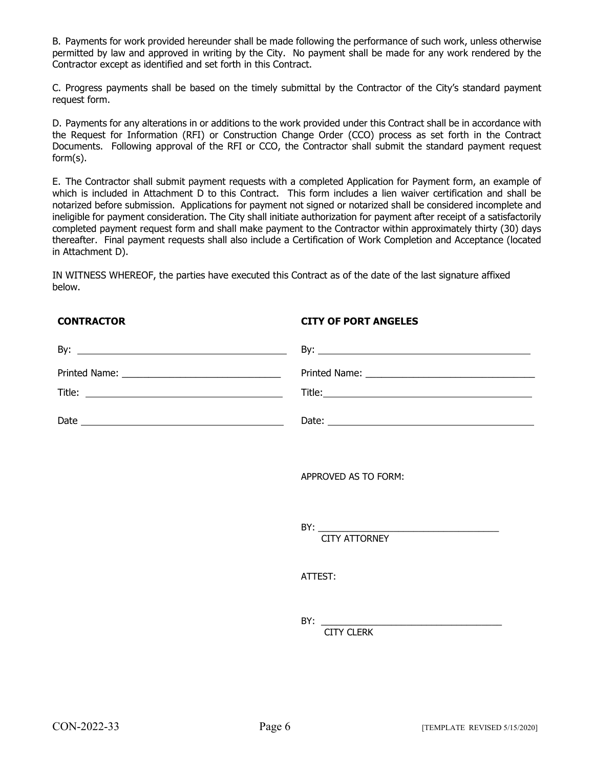B. Payments for work provided hereunder shall be made following the performance of such work, unless otherwise permitted by law and approved in writing by the City. No payment shall be made for any work rendered by the Contractor except as identified and set forth in this Contract.

C. Progress payments shall be based on the timely submittal by the Contractor of the City's standard payment request form.

D. Payments for any alterations in or additions to the work provided under this Contract shall be in accordance with the Request for Information (RFI) or Construction Change Order (CCO) process as set forth in the Contract Documents. Following approval of the RFI or CCO, the Contractor shall submit the standard payment request form(s).

E. The Contractor shall submit payment requests with a completed Application for Payment form, an example of which is included in Attachment D to this Contract. This form includes a lien waiver certification and shall be notarized before submission. Applications for payment not signed or notarized shall be considered incomplete and ineligible for payment consideration. The City shall initiate authorization for payment after receipt of a satisfactorily completed payment request form and shall make payment to the Contractor within approximately thirty (30) days thereafter. Final payment requests shall also include a Certification of Work Completion and Acceptance (located in Attachment D).

IN WITNESS WHEREOF, the parties have executed this Contract as of the date of the last signature affixed below.

| **CONTRACTOR** | **CITY OF PORT ANGELES** |
| --- | --- |
| By: ______________________ | By: ______________________ |
| Printed Name: ______________________ | Printed Name: ______________________ |
| Title: ______________________ | Title: ______________________ |
| Date ______________________ | Date: ______________________ |

APPROVED AS TO FORM:

BY: ______________________
CITY ATTORNEY

ATTEST:

BY: ______________________
CITY CLERK

CON-2022-33 [TEMPLATE REVISED 5/15/2020]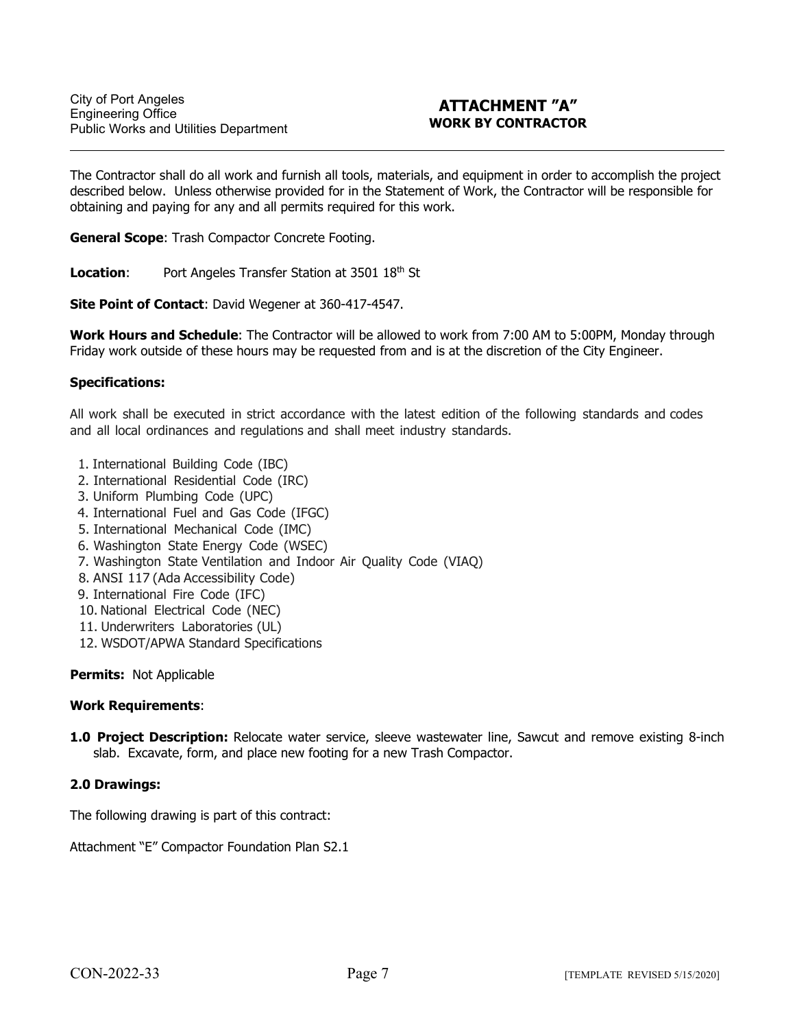City of Port Angeles
Engineering Office
Public Works and Utilities Department

# ATTACHMENT "A"
## WORK BY CONTRACTOR

The Contractor shall do all work and furnish all tools, materials, and equipment in order to accomplish the project described below. Unless otherwise provided for in the Statement of Work, the Contractor will be responsible for obtaining and paying for any and all permits required for this work.

**General Scope**: Trash Compactor Concrete Footing.

**Location**: Port Angeles Transfer Station at 3501 18th St

**Site Point of Contact**: David Wegener at 360-417-4547.

**Work Hours and Schedule**: The Contractor will be allowed to work from 7:00 AM to 5:00PM, Monday through Friday work outside of these hours may be requested from and is at the discretion of the City Engineer.

**Specifications:**

All work shall be executed in strict accordance with the latest edition of the following standards and codes and all local ordinances and regulations and shall meet industry standards.

1. International Building Code (IBC)
2. International Residential Code (IRC)
3. Uniform Plumbing Code (UPC)
4. International Fuel and Gas Code (IFGC)
5. International Mechanical Code (IMC)
6. Washington State Energy Code (WSEC)
7. Washington State Ventilation and Indoor Air Quality Code (VIAQ)
8. ANSI 117 (Ada Accessibility Code)
9. International Fire Code (IFC)
10. National Electrical Code (NEC)
11. Underwriters Laboratories (UL)
12. WSDOT/APWA Standard Specifications

**Permits:** Not Applicable

**Work Requirements**:

**1.0 Project Description:** Relocate water service, sleeve wastewater line, Sawcut and remove existing 8-inch slab. Excavate, form, and place new footing for a new Trash Compactor.

**2.0 Drawings:**

The following drawing is part of this contract:

Attachment "E" Compactor Foundation Plan S2.1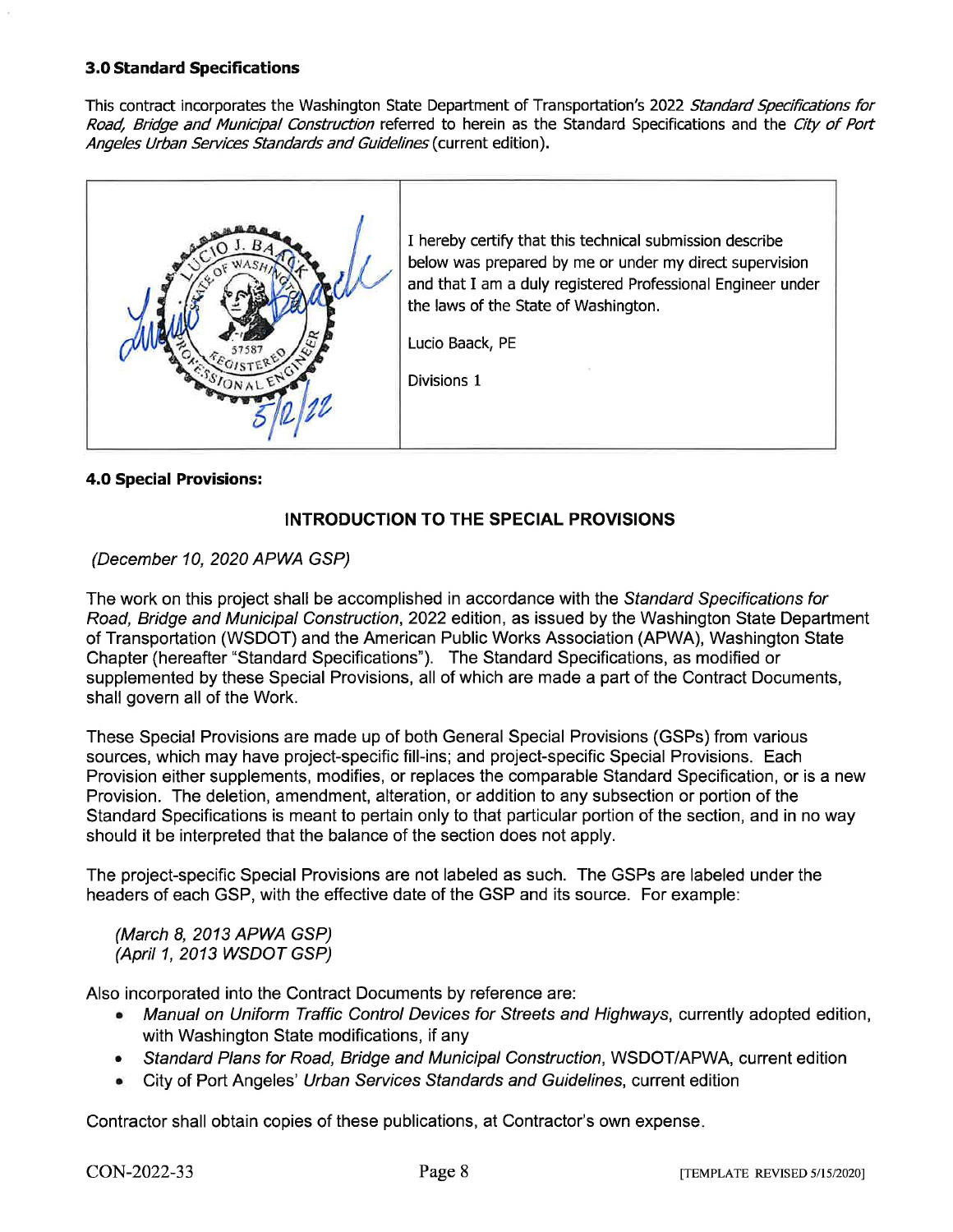### 3.0 Standard Specifications

This contract incorporates the Washington State Department of Transportation's 2022 *Standard Specifications for Road, Bridge and Municipal Construction* referred to herein as the Standard Specifications and the *City of Port Angeles Urban Services Standards and Guidelines* (current edition).

| | |
|---|---|
| LUCIO J. BAACK, STATE OF WASHINGTON, 57587, REGISTERED PROFESSIONAL ENGINEER, 5/12/22 | I hereby certify that this technical submission describe below was prepared by me or under my direct supervision and that I am a duly registered Professional Engineer under the laws of the State of Washington.<br><br>Lucio Baack, PE<br><br>Divisions 1 |

### 4.0 Special Provisions:

## INTRODUCTION TO THE SPECIAL PROVISIONS

*(December 10, 2020 APWA GSP)*

The work on this project shall be accomplished in accordance with the *Standard Specifications for Road, Bridge and Municipal Construction*, 2022 edition, as issued by the Washington State Department of Transportation (WSDOT) and the American Public Works Association (APWA), Washington State Chapter (hereafter "Standard Specifications"). The Standard Specifications, as modified or supplemented by these Special Provisions, all of which are made a part of the Contract Documents, shall govern all of the Work.

These Special Provisions are made up of both General Special Provisions (GSPs) from various sources, which may have project-specific fill-ins; and project-specific Special Provisions. Each Provision either supplements, modifies, or replaces the comparable Standard Specification, or is a new Provision. The deletion, amendment, alteration, or addition to any subsection or portion of the Standard Specifications is meant to pertain only to that particular portion of the section, and in no way should it be interpreted that the balance of the section does not apply.

The project-specific Special Provisions are not labeled as such. The GSPs are labeled under the headers of each GSP, with the effective date of the GSP and its source. For example:

*(March 8, 2013 APWA GSP)*
*(April 1, 2013 WSDOT GSP)*

Also incorporated into the Contract Documents by reference are:

- *Manual on Uniform Traffic Control Devices for Streets and Highways*, currently adopted edition, with Washington State modifications, if any
- *Standard Plans for Road, Bridge and Municipal Construction*, WSDOT/APWA, current edition
- City of Port Angeles' *Urban Services Standards and Guidelines*, current edition

Contractor shall obtain copies of these publications, at Contractor's own expense.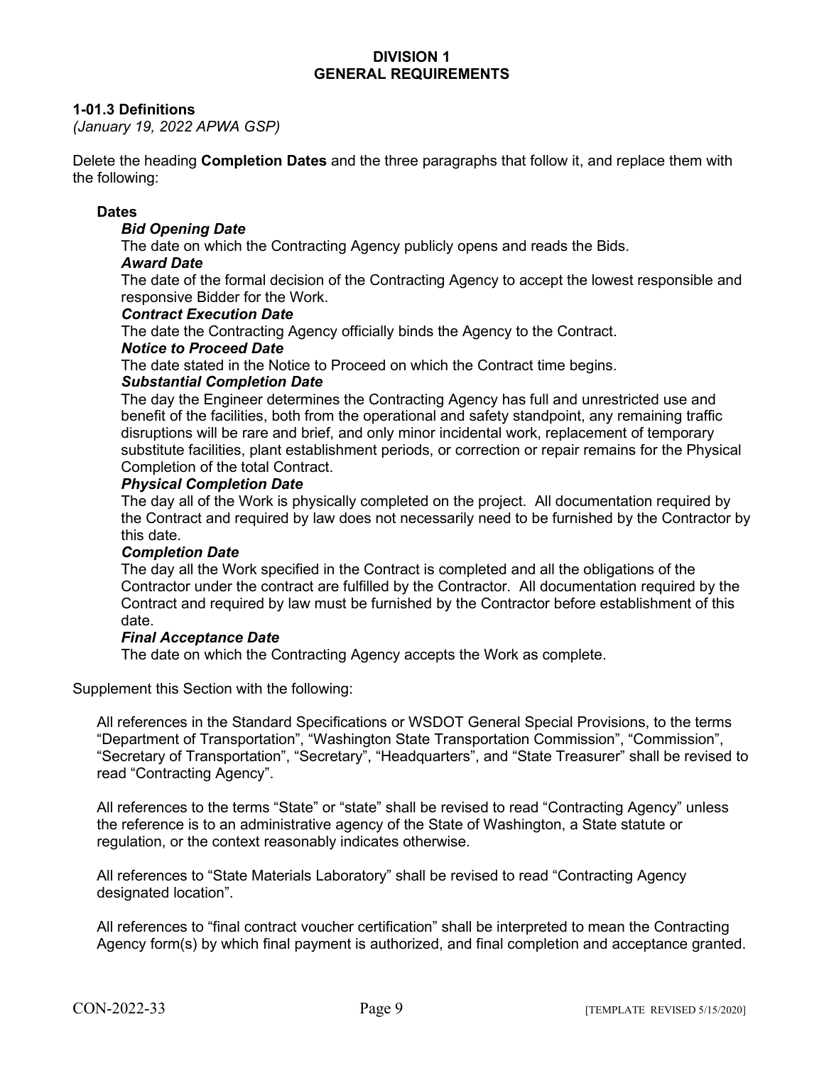# DIVISION 1
# GENERAL REQUIREMENTS

## 1-01.3 Definitions

*(January 19, 2022 APWA GSP)*

Delete the heading **Completion Dates** and the three paragraphs that follow it, and replace them with the following:

**Dates**

***Bid Opening Date***

The date on which the Contracting Agency publicly opens and reads the Bids.

***Award Date***

The date of the formal decision of the Contracting Agency to accept the lowest responsible and responsive Bidder for the Work.

***Contract Execution Date***

The date the Contracting Agency officially binds the Agency to the Contract.

***Notice to Proceed Date***

The date stated in the Notice to Proceed on which the Contract time begins.

***Substantial Completion Date***

The day the Engineer determines the Contracting Agency has full and unrestricted use and benefit of the facilities, both from the operational and safety standpoint, any remaining traffic disruptions will be rare and brief, and only minor incidental work, replacement of temporary substitute facilities, plant establishment periods, or correction or repair remains for the Physical Completion of the total Contract.

***Physical Completion Date***

The day all of the Work is physically completed on the project. All documentation required by the Contract and required by law does not necessarily need to be furnished by the Contractor by this date.

***Completion Date***

The day all the Work specified in the Contract is completed and all the obligations of the Contractor under the contract are fulfilled by the Contractor. All documentation required by the Contract and required by law must be furnished by the Contractor before establishment of this date.

***Final Acceptance Date***

The date on which the Contracting Agency accepts the Work as complete.

Supplement this Section with the following:

All references in the Standard Specifications or WSDOT General Special Provisions, to the terms "Department of Transportation", "Washington State Transportation Commission", "Commission", "Secretary of Transportation", "Secretary", "Headquarters", and "State Treasurer" shall be revised to read "Contracting Agency".

All references to the terms "State" or "state" shall be revised to read "Contracting Agency" unless the reference is to an administrative agency of the State of Washington, a State statute or regulation, or the context reasonably indicates otherwise.

All references to "State Materials Laboratory" shall be revised to read "Contracting Agency designated location".

All references to "final contract voucher certification" shall be interpreted to mean the Contracting Agency form(s) by which final payment is authorized, and final completion and acceptance granted.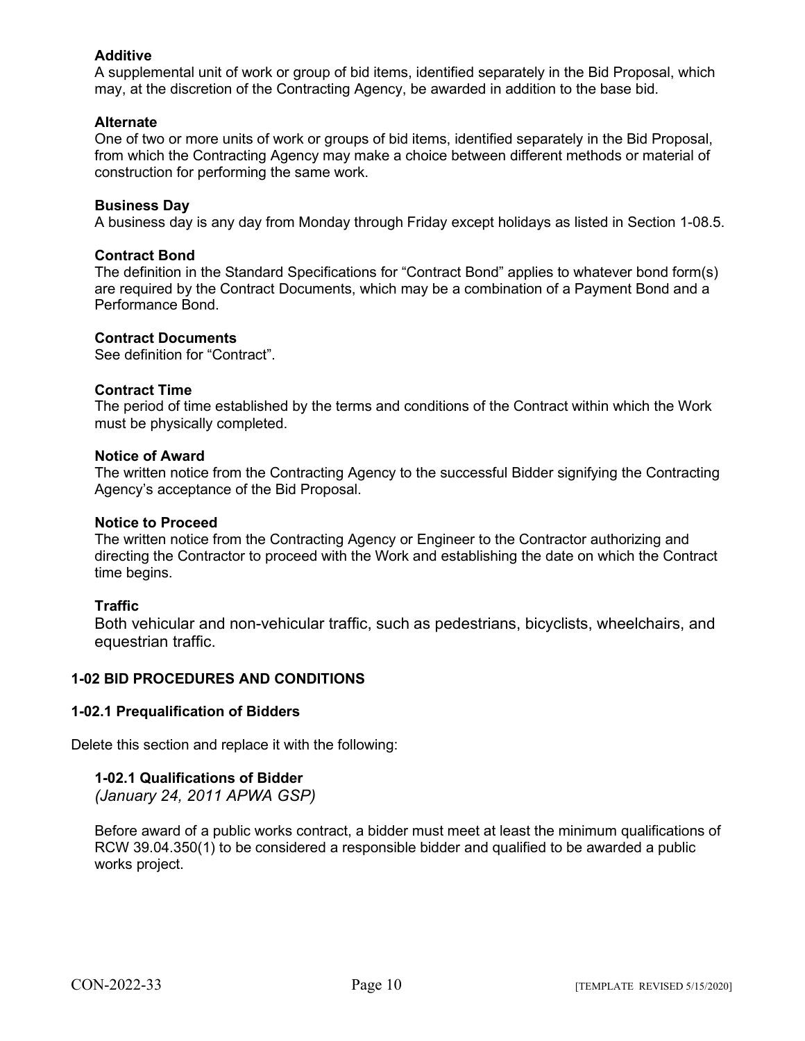**Additive**
A supplemental unit of work or group of bid items, identified separately in the Bid Proposal, which may, at the discretion of the Contracting Agency, be awarded in addition to the base bid.

**Alternate**
One of two or more units of work or groups of bid items, identified separately in the Bid Proposal, from which the Contracting Agency may make a choice between different methods or material of construction for performing the same work.

**Business Day**
A business day is any day from Monday through Friday except holidays as listed in Section 1-08.5.

**Contract Bond**
The definition in the Standard Specifications for "Contract Bond" applies to whatever bond form(s) are required by the Contract Documents, which may be a combination of a Payment Bond and a Performance Bond.

**Contract Documents**
See definition for "Contract".

**Contract Time**
The period of time established by the terms and conditions of the Contract within which the Work must be physically completed.

**Notice of Award**
The written notice from the Contracting Agency to the successful Bidder signifying the Contracting Agency's acceptance of the Bid Proposal.

**Notice to Proceed**
The written notice from the Contracting Agency or Engineer to the Contractor authorizing and directing the Contractor to proceed with the Work and establishing the date on which the Contract time begins.

**Traffic**
Both vehicular and non-vehicular traffic, such as pedestrians, bicyclists, wheelchairs, and equestrian traffic.

## 1-02 BID PROCEDURES AND CONDITIONS

### 1-02.1 Prequalification of Bidders

Delete this section and replace it with the following:

**1-02.1 Qualifications of Bidder**
*(January 24, 2011 APWA GSP)*

Before award of a public works contract, a bidder must meet at least the minimum qualifications of RCW 39.04.350(1) to be considered a responsible bidder and qualified to be awarded a public works project.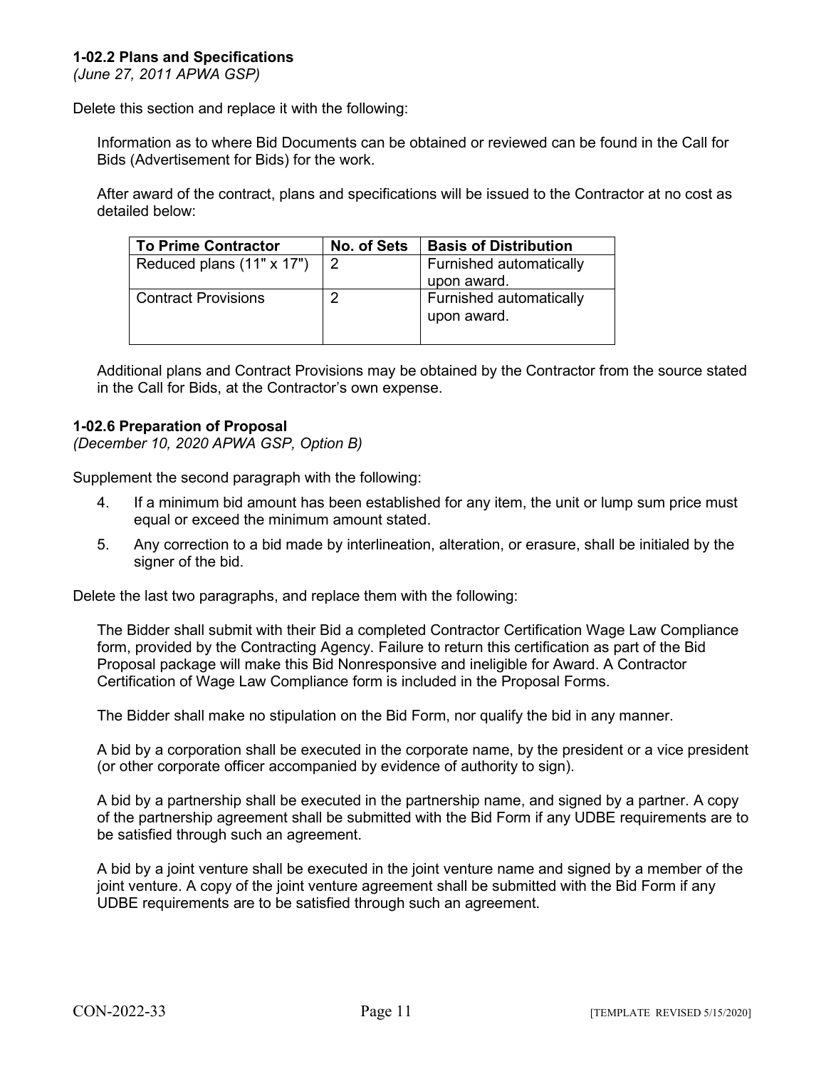### 1-02.2 Plans and Specifications

*(June 27, 2011 APWA GSP)*

Delete this section and replace it with the following:

Information as to where Bid Documents can be obtained or reviewed can be found in the Call for Bids (Advertisement for Bids) for the work.

After award of the contract, plans and specifications will be issued to the Contractor at no cost as detailed below:

| To Prime Contractor | No. of Sets | Basis of Distribution |
| --- | --- | --- |
| Reduced plans (11" x 17") | 2 | Furnished automatically upon award. |
| Contract Provisions | 2 | Furnished automatically upon award. |

Additional plans and Contract Provisions may be obtained by the Contractor from the source stated in the Call for Bids, at the Contractor's own expense.

### 1-02.6 Preparation of Proposal

*(December 10, 2020 APWA GSP, Option B)*

Supplement the second paragraph with the following:

4. If a minimum bid amount has been established for any item, the unit or lump sum price must equal or exceed the minimum amount stated.
5. Any correction to a bid made by interlineation, alteration, or erasure, shall be initialed by the signer of the bid.

Delete the last two paragraphs, and replace them with the following:

The Bidder shall submit with their Bid a completed Contractor Certification Wage Law Compliance form, provided by the Contracting Agency. Failure to return this certification as part of the Bid Proposal package will make this Bid Nonresponsive and ineligible for Award. A Contractor Certification of Wage Law Compliance form is included in the Proposal Forms.

The Bidder shall make no stipulation on the Bid Form, nor qualify the bid in any manner.

A bid by a corporation shall be executed in the corporate name, by the president or a vice president (or other corporate officer accompanied by evidence of authority to sign).

A bid by a partnership shall be executed in the partnership name, and signed by a partner. A copy of the partnership agreement shall be submitted with the Bid Form if any UDBE requirements are to be satisfied through such an agreement.

A bid by a joint venture shall be executed in the joint venture name and signed by a member of the joint venture. A copy of the joint venture agreement shall be submitted with the Bid Form if any UDBE requirements are to be satisfied through such an agreement.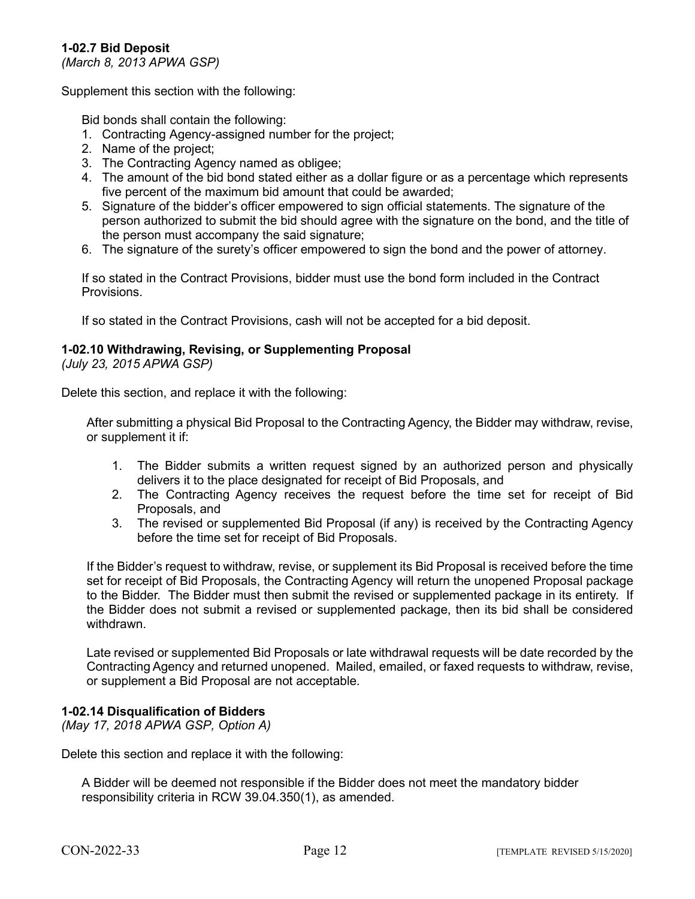**1-02.7 Bid Deposit**
*(March 8, 2013 APWA GSP)*

Supplement this section with the following:

Bid bonds shall contain the following:

1. Contracting Agency-assigned number for the project;
2. Name of the project;
3. The Contracting Agency named as obligee;
4. The amount of the bid bond stated either as a dollar figure or as a percentage which represents five percent of the maximum bid amount that could be awarded;
5. Signature of the bidder's officer empowered to sign official statements. The signature of the person authorized to submit the bid should agree with the signature on the bond, and the title of the person must accompany the said signature;
6. The signature of the surety's officer empowered to sign the bond and the power of attorney.

If so stated in the Contract Provisions, bidder must use the bond form included in the Contract Provisions.

If so stated in the Contract Provisions, cash will not be accepted for a bid deposit.

**1-02.10 Withdrawing, Revising, or Supplementing Proposal**
*(July 23, 2015 APWA GSP)*

Delete this section, and replace it with the following:

After submitting a physical Bid Proposal to the Contracting Agency, the Bidder may withdraw, revise, or supplement it if:

1. The Bidder submits a written request signed by an authorized person and physically delivers it to the place designated for receipt of Bid Proposals, and
2. The Contracting Agency receives the request before the time set for receipt of Bid Proposals, and
3. The revised or supplemented Bid Proposal (if any) is received by the Contracting Agency before the time set for receipt of Bid Proposals.

If the Bidder's request to withdraw, revise, or supplement its Bid Proposal is received before the time set for receipt of Bid Proposals, the Contracting Agency will return the unopened Proposal package to the Bidder. The Bidder must then submit the revised or supplemented package in its entirety. If the Bidder does not submit a revised or supplemented package, then its bid shall be considered withdrawn.

Late revised or supplemented Bid Proposals or late withdrawal requests will be date recorded by the Contracting Agency and returned unopened. Mailed, emailed, or faxed requests to withdraw, revise, or supplement a Bid Proposal are not acceptable.

**1-02.14 Disqualification of Bidders**
*(May 17, 2018 APWA GSP, Option A)*

Delete this section and replace it with the following:

A Bidder will be deemed not responsible if the Bidder does not meet the mandatory bidder responsibility criteria in RCW 39.04.350(1), as amended.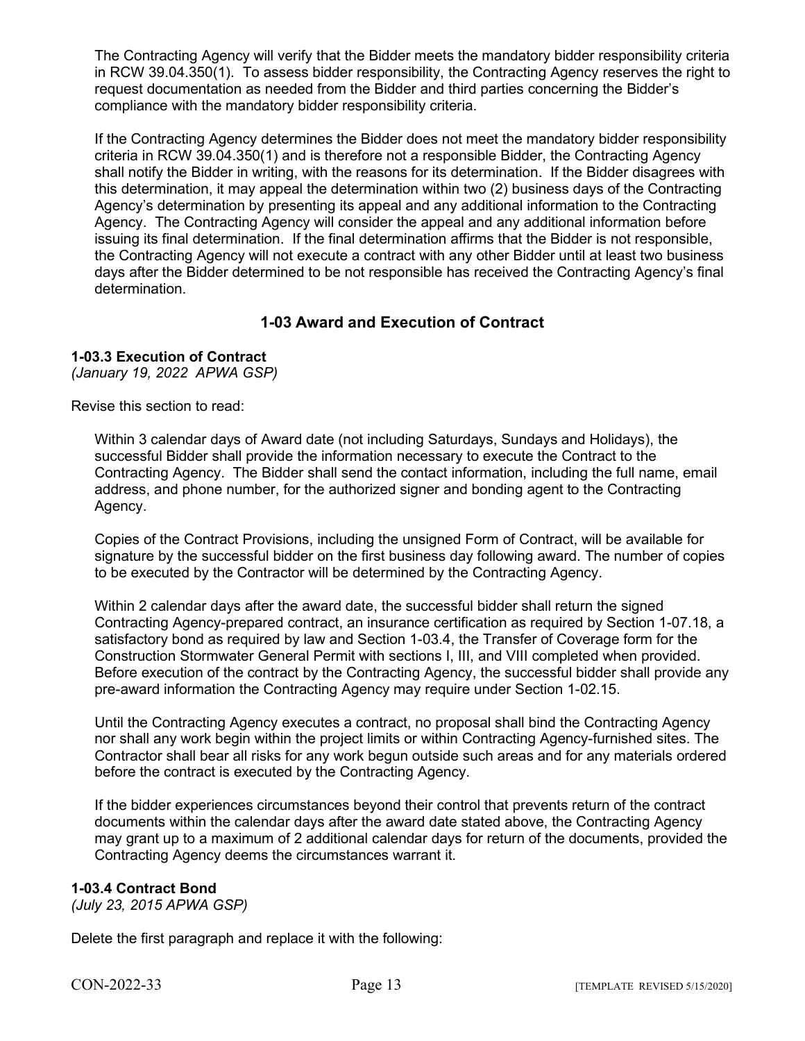The Contracting Agency will verify that the Bidder meets the mandatory bidder responsibility criteria in RCW 39.04.350(1). To assess bidder responsibility, the Contracting Agency reserves the right to request documentation as needed from the Bidder and third parties concerning the Bidder's compliance with the mandatory bidder responsibility criteria.

If the Contracting Agency determines the Bidder does not meet the mandatory bidder responsibility criteria in RCW 39.04.350(1) and is therefore not a responsible Bidder, the Contracting Agency shall notify the Bidder in writing, with the reasons for its determination. If the Bidder disagrees with this determination, it may appeal the determination within two (2) business days of the Contracting Agency's determination by presenting its appeal and any additional information to the Contracting Agency. The Contracting Agency will consider the appeal and any additional information before issuing its final determination. If the final determination affirms that the Bidder is not responsible, the Contracting Agency will not execute a contract with any other Bidder until at least two business days after the Bidder determined to be not responsible has received the Contracting Agency's final determination.

## 1-03 Award and Execution of Contract

**1-03.3 Execution of Contract**
*(January 19, 2022 APWA GSP)*

Revise this section to read:

Within 3 calendar days of Award date (not including Saturdays, Sundays and Holidays), the successful Bidder shall provide the information necessary to execute the Contract to the Contracting Agency. The Bidder shall send the contact information, including the full name, email address, and phone number, for the authorized signer and bonding agent to the Contracting Agency.

Copies of the Contract Provisions, including the unsigned Form of Contract, will be available for signature by the successful bidder on the first business day following award. The number of copies to be executed by the Contractor will be determined by the Contracting Agency.

Within 2 calendar days after the award date, the successful bidder shall return the signed Contracting Agency-prepared contract, an insurance certification as required by Section 1-07.18, a satisfactory bond as required by law and Section 1-03.4, the Transfer of Coverage form for the Construction Stormwater General Permit with sections I, III, and VIII completed when provided. Before execution of the contract by the Contracting Agency, the successful bidder shall provide any pre-award information the Contracting Agency may require under Section 1-02.15.

Until the Contracting Agency executes a contract, no proposal shall bind the Contracting Agency nor shall any work begin within the project limits or within Contracting Agency-furnished sites. The Contractor shall bear all risks for any work begun outside such areas and for any materials ordered before the contract is executed by the Contracting Agency.

If the bidder experiences circumstances beyond their control that prevents return of the contract documents within the calendar days after the award date stated above, the Contracting Agency may grant up to a maximum of 2 additional calendar days for return of the documents, provided the Contracting Agency deems the circumstances warrant it.

**1-03.4 Contract Bond**
*(July 23, 2015 APWA GSP)*

Delete the first paragraph and replace it with the following: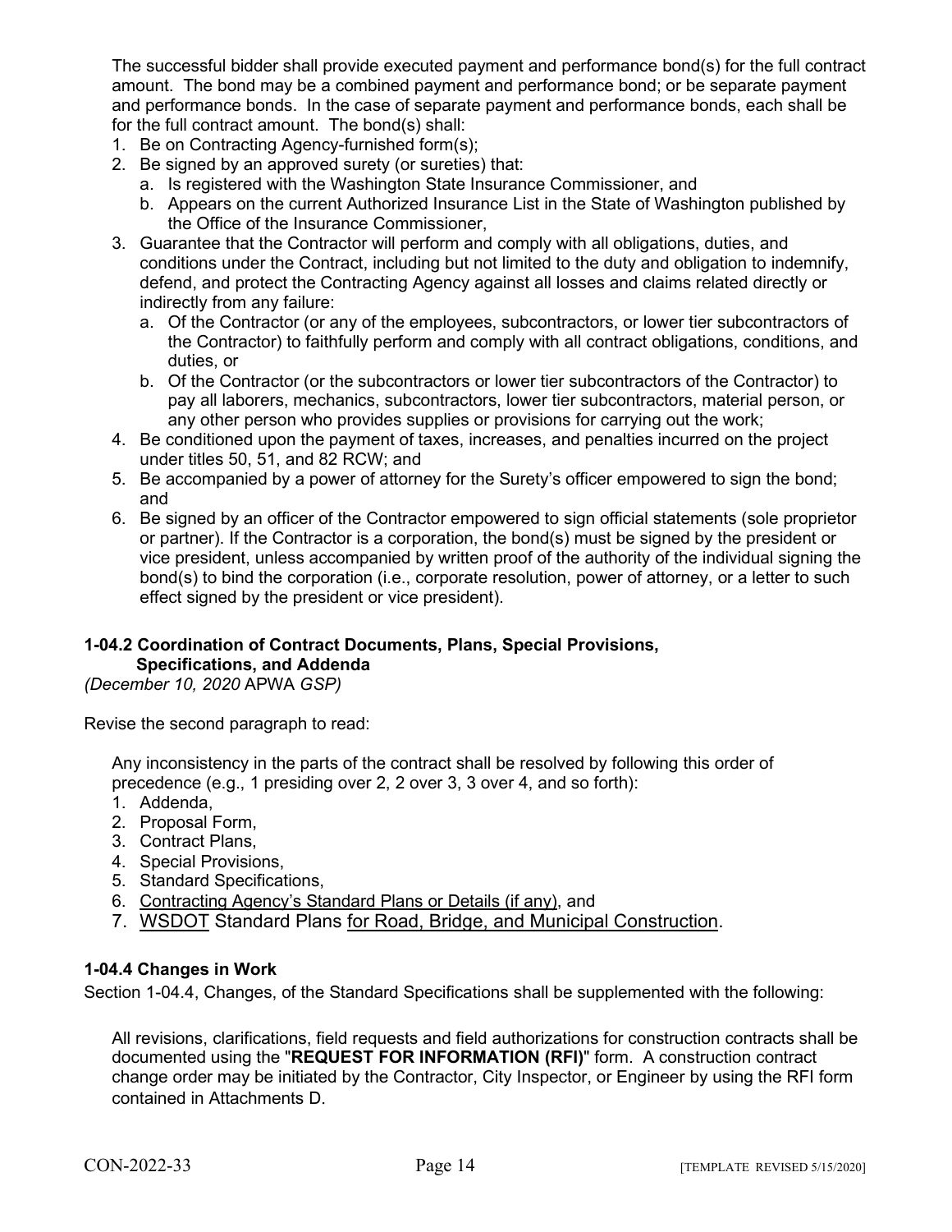The successful bidder shall provide executed payment and performance bond(s) for the full contract amount. The bond may be a combined payment and performance bond; or be separate payment and performance bonds. In the case of separate payment and performance bonds, each shall be for the full contract amount. The bond(s) shall:

1. Be on Contracting Agency-furnished form(s);
2. Be signed by an approved surety (or sureties) that:
   a. Is registered with the Washington State Insurance Commissioner, and
   b. Appears on the current Authorized Insurance List in the State of Washington published by the Office of the Insurance Commissioner,
3. Guarantee that the Contractor will perform and comply with all obligations, duties, and conditions under the Contract, including but not limited to the duty and obligation to indemnify, defend, and protect the Contracting Agency against all losses and claims related directly or indirectly from any failure:
   a. Of the Contractor (or any of the employees, subcontractors, or lower tier subcontractors of the Contractor) to faithfully perform and comply with all contract obligations, conditions, and duties, or
   b. Of the Contractor (or the subcontractors or lower tier subcontractors of the Contractor) to pay all laborers, mechanics, subcontractors, lower tier subcontractors, material person, or any other person who provides supplies or provisions for carrying out the work;
4. Be conditioned upon the payment of taxes, increases, and penalties incurred on the project under titles 50, 51, and 82 RCW; and
5. Be accompanied by a power of attorney for the Surety's officer empowered to sign the bond; and
6. Be signed by an officer of the Contractor empowered to sign official statements (sole proprietor or partner). If the Contractor is a corporation, the bond(s) must be signed by the president or vice president, unless accompanied by written proof of the authority of the individual signing the bond(s) to bind the corporation (i.e., corporate resolution, power of attorney, or a letter to such effect signed by the president or vice president).

### 1-04.2 Coordination of Contract Documents, Plans, Special Provisions, Specifications, and Addenda

*(December 10, 2020* APWA *GSP)*

Revise the second paragraph to read:

Any inconsistency in the parts of the contract shall be resolved by following this order of precedence (e.g., 1 presiding over 2, 2 over 3, 3 over 4, and so forth):

1. Addenda,
2. Proposal Form,
3. Contract Plans,
4. Special Provisions,
5. Standard Specifications,
6. Contracting Agency's Standard Plans or Details (if any), and
7. WSDOT Standard Plans for Road, Bridge, and Municipal Construction.

### 1-04.4 Changes in Work

Section 1-04.4, Changes, of the Standard Specifications shall be supplemented with the following:

All revisions, clarifications, field requests and field authorizations for construction contracts shall be documented using the "**REQUEST FOR INFORMATION (RFI)**" form. A construction contract change order may be initiated by the Contractor, City Inspector, or Engineer by using the RFI form contained in Attachments D.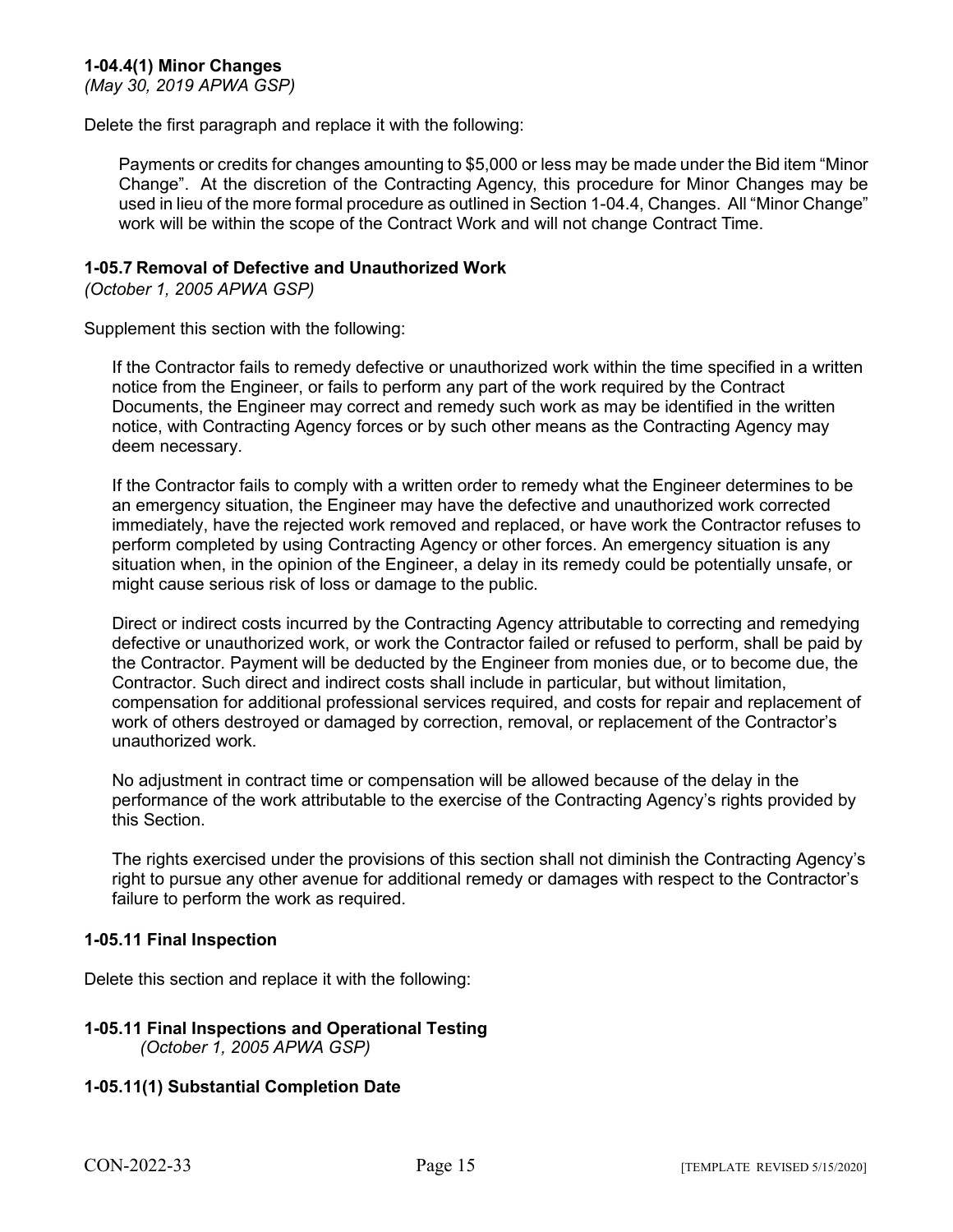### 1-04.4(1) Minor Changes

*(May 30, 2019 APWA GSP)*

Delete the first paragraph and replace it with the following:

> Payments or credits for changes amounting to $5,000 or less may be made under the Bid item "Minor Change". At the discretion of the Contracting Agency, this procedure for Minor Changes may be used in lieu of the more formal procedure as outlined in Section 1-04.4, Changes. All "Minor Change" work will be within the scope of the Contract Work and will not change Contract Time.

### 1-05.7 Removal of Defective and Unauthorized Work

*(October 1, 2005 APWA GSP)*

Supplement this section with the following:

> If the Contractor fails to remedy defective or unauthorized work within the time specified in a written notice from the Engineer, or fails to perform any part of the work required by the Contract Documents, the Engineer may correct and remedy such work as may be identified in the written notice, with Contracting Agency forces or by such other means as the Contracting Agency may deem necessary.
>
> If the Contractor fails to comply with a written order to remedy what the Engineer determines to be an emergency situation, the Engineer may have the defective and unauthorized work corrected immediately, have the rejected work removed and replaced, or have work the Contractor refuses to perform completed by using Contracting Agency or other forces. An emergency situation is any situation when, in the opinion of the Engineer, a delay in its remedy could be potentially unsafe, or might cause serious risk of loss or damage to the public.
>
> Direct or indirect costs incurred by the Contracting Agency attributable to correcting and remedying defective or unauthorized work, or work the Contractor failed or refused to perform, shall be paid by the Contractor. Payment will be deducted by the Engineer from monies due, or to become due, the Contractor. Such direct and indirect costs shall include in particular, but without limitation, compensation for additional professional services required, and costs for repair and replacement of work of others destroyed or damaged by correction, removal, or replacement of the Contractor's unauthorized work.
>
> No adjustment in contract time or compensation will be allowed because of the delay in the performance of the work attributable to the exercise of the Contracting Agency's rights provided by this Section.
>
> The rights exercised under the provisions of this section shall not diminish the Contracting Agency's right to pursue any other avenue for additional remedy or damages with respect to the Contractor's failure to perform the work as required.

### 1-05.11 Final Inspection

Delete this section and replace it with the following:

### 1-05.11 Final Inspections and Operational Testing

*(October 1, 2005 APWA GSP)*

### 1-05.11(1) Substantial Completion Date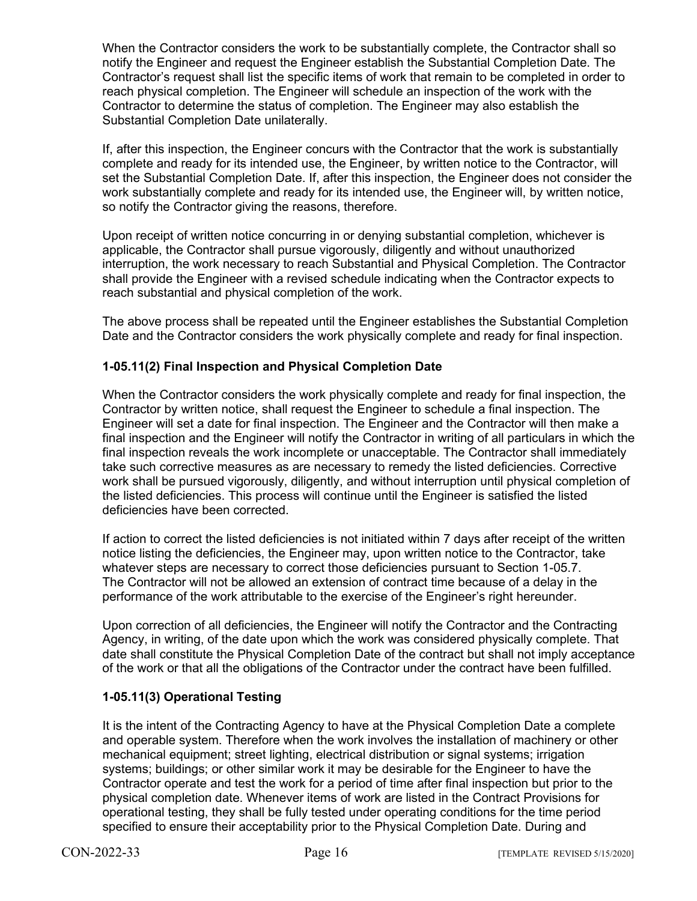When the Contractor considers the work to be substantially complete, the Contractor shall so notify the Engineer and request the Engineer establish the Substantial Completion Date. The Contractor's request shall list the specific items of work that remain to be completed in order to reach physical completion. The Engineer will schedule an inspection of the work with the Contractor to determine the status of completion. The Engineer may also establish the Substantial Completion Date unilaterally.

If, after this inspection, the Engineer concurs with the Contractor that the work is substantially complete and ready for its intended use, the Engineer, by written notice to the Contractor, will set the Substantial Completion Date. If, after this inspection, the Engineer does not consider the work substantially complete and ready for its intended use, the Engineer will, by written notice, so notify the Contractor giving the reasons, therefore.

Upon receipt of written notice concurring in or denying substantial completion, whichever is applicable, the Contractor shall pursue vigorously, diligently and without unauthorized interruption, the work necessary to reach Substantial and Physical Completion. The Contractor shall provide the Engineer with a revised schedule indicating when the Contractor expects to reach substantial and physical completion of the work.

The above process shall be repeated until the Engineer establishes the Substantial Completion Date and the Contractor considers the work physically complete and ready for final inspection.

### 1-05.11(2) Final Inspection and Physical Completion Date

When the Contractor considers the work physically complete and ready for final inspection, the Contractor by written notice, shall request the Engineer to schedule a final inspection. The Engineer will set a date for final inspection. The Engineer and the Contractor will then make a final inspection and the Engineer will notify the Contractor in writing of all particulars in which the final inspection reveals the work incomplete or unacceptable. The Contractor shall immediately take such corrective measures as are necessary to remedy the listed deficiencies. Corrective work shall be pursued vigorously, diligently, and without interruption until physical completion of the listed deficiencies. This process will continue until the Engineer is satisfied the listed deficiencies have been corrected.

If action to correct the listed deficiencies is not initiated within 7 days after receipt of the written notice listing the deficiencies, the Engineer may, upon written notice to the Contractor, take whatever steps are necessary to correct those deficiencies pursuant to Section 1-05.7. The Contractor will not be allowed an extension of contract time because of a delay in the performance of the work attributable to the exercise of the Engineer's right hereunder.

Upon correction of all deficiencies, the Engineer will notify the Contractor and the Contracting Agency, in writing, of the date upon which the work was considered physically complete. That date shall constitute the Physical Completion Date of the contract but shall not imply acceptance of the work or that all the obligations of the Contractor under the contract have been fulfilled.

### 1-05.11(3) Operational Testing

It is the intent of the Contracting Agency to have at the Physical Completion Date a complete and operable system. Therefore when the work involves the installation of machinery or other mechanical equipment; street lighting, electrical distribution or signal systems; irrigation systems; buildings; or other similar work it may be desirable for the Engineer to have the Contractor operate and test the work for a period of time after final inspection but prior to the physical completion date. Whenever items of work are listed in the Contract Provisions for operational testing, they shall be fully tested under operating conditions for the time period specified to ensure their acceptability prior to the Physical Completion Date. During and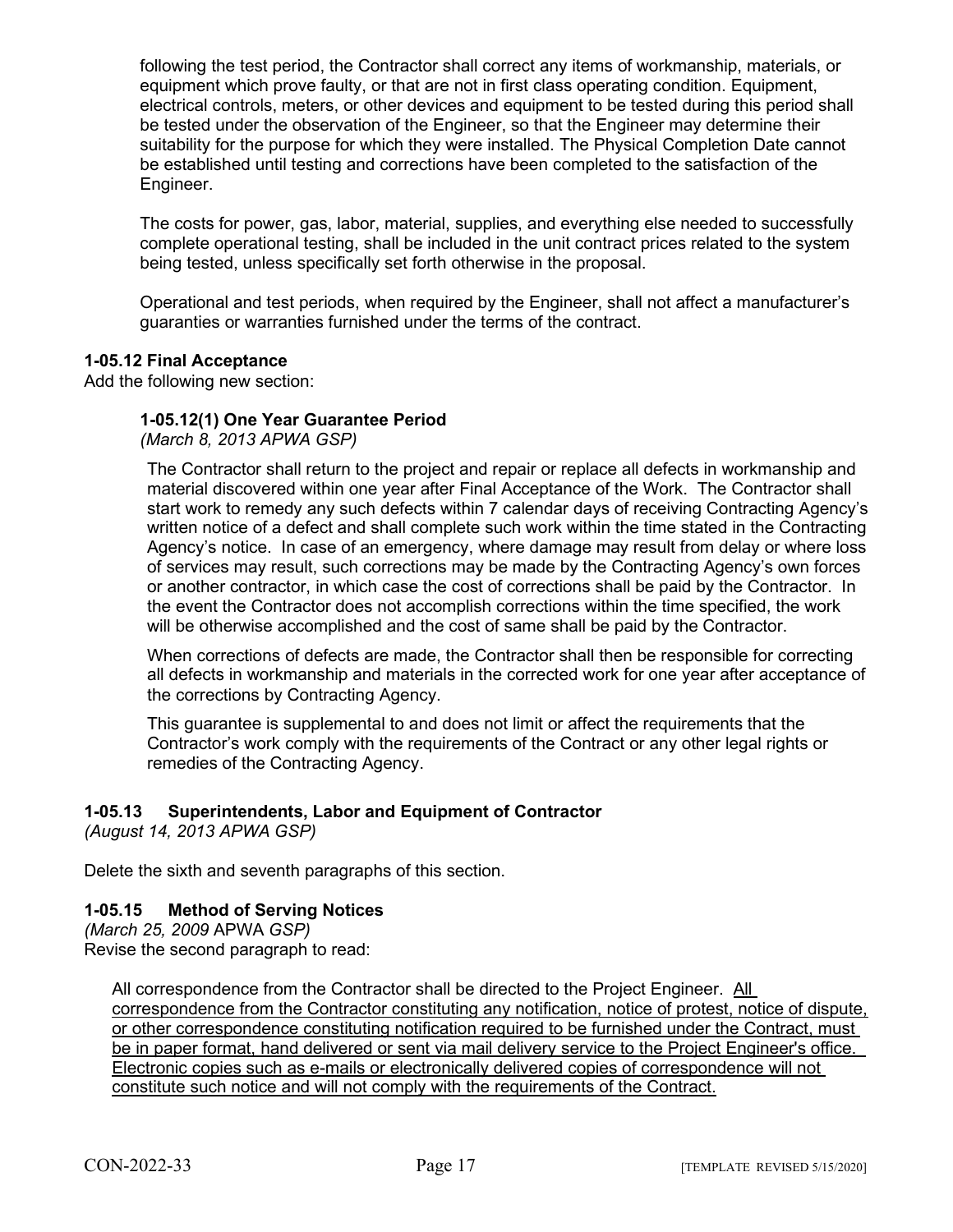following the test period, the Contractor shall correct any items of workmanship, materials, or equipment which prove faulty, or that are not in first class operating condition. Equipment, electrical controls, meters, or other devices and equipment to be tested during this period shall be tested under the observation of the Engineer, so that the Engineer may determine their suitability for the purpose for which they were installed. The Physical Completion Date cannot be established until testing and corrections have been completed to the satisfaction of the Engineer.

The costs for power, gas, labor, material, supplies, and everything else needed to successfully complete operational testing, shall be included in the unit contract prices related to the system being tested, unless specifically set forth otherwise in the proposal.

Operational and test periods, when required by the Engineer, shall not affect a manufacturer's guaranties or warranties furnished under the terms of the contract.

**1-05.12 Final Acceptance**

Add the following new section:

**1-05.12(1) One Year Guarantee Period**

*(March 8, 2013 APWA GSP)*

The Contractor shall return to the project and repair or replace all defects in workmanship and material discovered within one year after Final Acceptance of the Work. The Contractor shall start work to remedy any such defects within 7 calendar days of receiving Contracting Agency's written notice of a defect and shall complete such work within the time stated in the Contracting Agency's notice. In case of an emergency, where damage may result from delay or where loss of services may result, such corrections may be made by the Contracting Agency's own forces or another contractor, in which case the cost of corrections shall be paid by the Contractor. In the event the Contractor does not accomplish corrections within the time specified, the work will be otherwise accomplished and the cost of same shall be paid by the Contractor.

When corrections of defects are made, the Contractor shall then be responsible for correcting all defects in workmanship and materials in the corrected work for one year after acceptance of the corrections by Contracting Agency.

This guarantee is supplemental to and does not limit or affect the requirements that the Contractor's work comply with the requirements of the Contract or any other legal rights or remedies of the Contracting Agency.

**1-05.13 Superintendents, Labor and Equipment of Contractor**

*(August 14, 2013 APWA GSP)*

Delete the sixth and seventh paragraphs of this section.

**1-05.15 Method of Serving Notices**

*(March 25, 2009 APWA GSP)*

Revise the second paragraph to read:

All correspondence from the Contractor shall be directed to the Project Engineer. <u>All correspondence from the Contractor constituting any notification, notice of protest, notice of dispute, or other correspondence constituting notification required to be furnished under the Contract, must be in paper format, hand delivered or sent via mail delivery service to the Project Engineer's office. Electronic copies such as e-mails or electronically delivered copies of correspondence will not constitute such notice and will not comply with the requirements of the Contract.</u>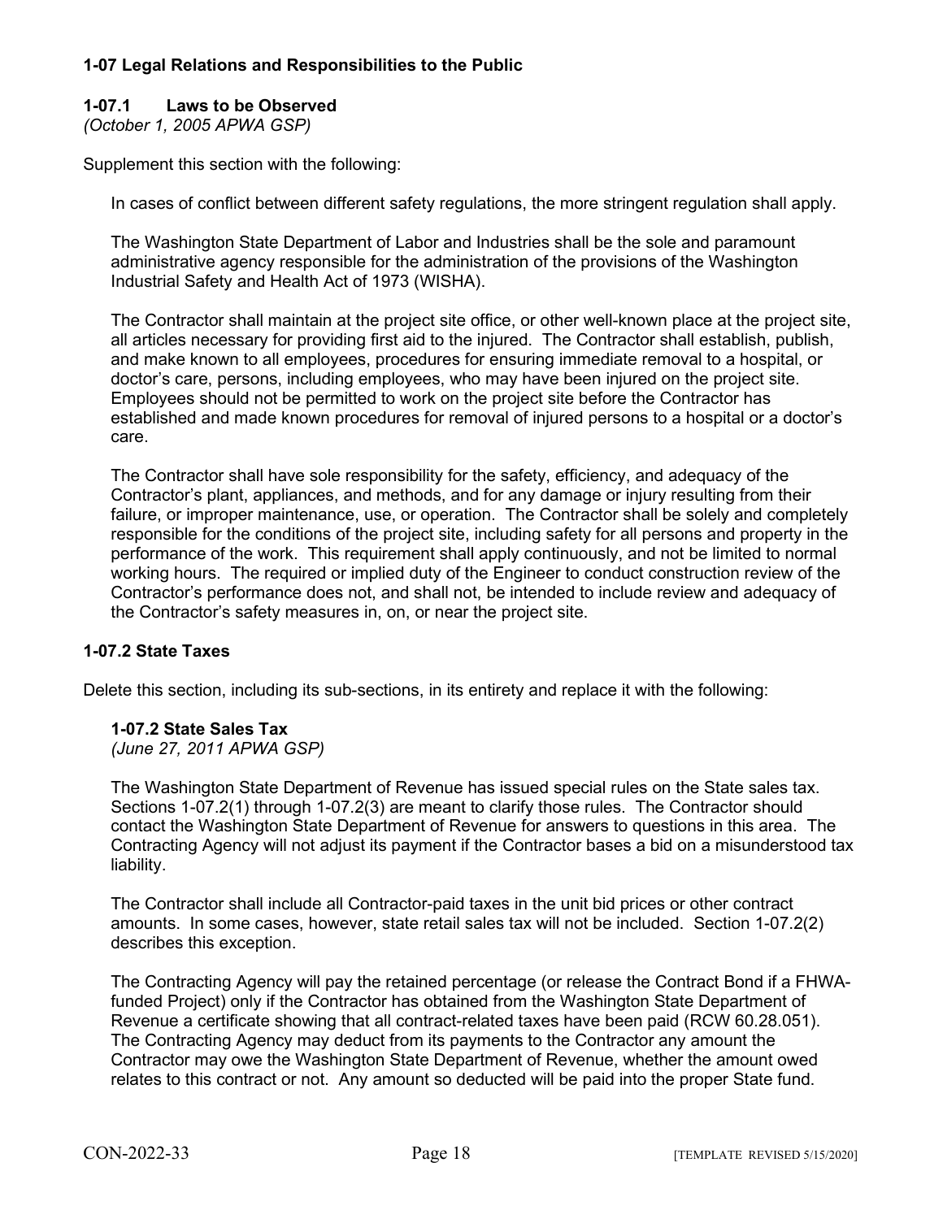### 1-07 Legal Relations and Responsibilities to the Public

#### 1-07.1 Laws to be Observed

*(October 1, 2005 APWA GSP)*

Supplement this section with the following:

In cases of conflict between different safety regulations, the more stringent regulation shall apply.

The Washington State Department of Labor and Industries shall be the sole and paramount administrative agency responsible for the administration of the provisions of the Washington Industrial Safety and Health Act of 1973 (WISHA).

The Contractor shall maintain at the project site office, or other well-known place at the project site, all articles necessary for providing first aid to the injured. The Contractor shall establish, publish, and make known to all employees, procedures for ensuring immediate removal to a hospital, or doctor's care, persons, including employees, who may have been injured on the project site. Employees should not be permitted to work on the project site before the Contractor has established and made known procedures for removal of injured persons to a hospital or a doctor's care.

The Contractor shall have sole responsibility for the safety, efficiency, and adequacy of the Contractor's plant, appliances, and methods, and for any damage or injury resulting from their failure, or improper maintenance, use, or operation. The Contractor shall be solely and completely responsible for the conditions of the project site, including safety for all persons and property in the performance of the work. This requirement shall apply continuously, and not be limited to normal working hours. The required or implied duty of the Engineer to conduct construction review of the Contractor's performance does not, and shall not, be intended to include review and adequacy of the Contractor's safety measures in, on, or near the project site.

#### 1-07.2 State Taxes

Delete this section, including its sub-sections, in its entirety and replace it with the following:

**1-07.2 State Sales Tax**

*(June 27, 2011 APWA GSP)*

The Washington State Department of Revenue has issued special rules on the State sales tax. Sections 1-07.2(1) through 1-07.2(3) are meant to clarify those rules. The Contractor should contact the Washington State Department of Revenue for answers to questions in this area. The Contracting Agency will not adjust its payment if the Contractor bases a bid on a misunderstood tax liability.

The Contractor shall include all Contractor-paid taxes in the unit bid prices or other contract amounts. In some cases, however, state retail sales tax will not be included. Section 1-07.2(2) describes this exception.

The Contracting Agency will pay the retained percentage (or release the Contract Bond if a FHWA-funded Project) only if the Contractor has obtained from the Washington State Department of Revenue a certificate showing that all contract-related taxes have been paid (RCW 60.28.051). The Contracting Agency may deduct from its payments to the Contractor any amount the Contractor may owe the Washington State Department of Revenue, whether the amount owed relates to this contract or not. Any amount so deducted will be paid into the proper State fund.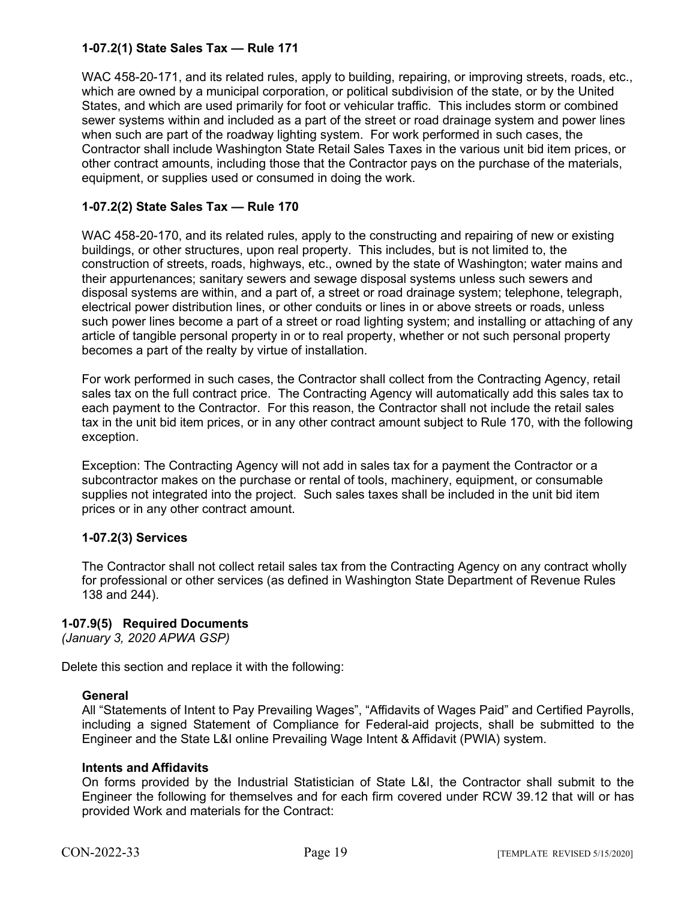#### 1-07.2(1) State Sales Tax — Rule 171

WAC 458-20-171, and its related rules, apply to building, repairing, or improving streets, roads, etc., which are owned by a municipal corporation, or political subdivision of the state, or by the United States, and which are used primarily for foot or vehicular traffic. This includes storm or combined sewer systems within and included as a part of the street or road drainage system and power lines when such are part of the roadway lighting system. For work performed in such cases, the Contractor shall include Washington State Retail Sales Taxes in the various unit bid item prices, or other contract amounts, including those that the Contractor pays on the purchase of the materials, equipment, or supplies used or consumed in doing the work.

#### 1-07.2(2) State Sales Tax — Rule 170

WAC 458-20-170, and its related rules, apply to the constructing and repairing of new or existing buildings, or other structures, upon real property. This includes, but is not limited to, the construction of streets, roads, highways, etc., owned by the state of Washington; water mains and their appurtenances; sanitary sewers and sewage disposal systems unless such sewers and disposal systems are within, and a part of, a street or road drainage system; telephone, telegraph, electrical power distribution lines, or other conduits or lines in or above streets or roads, unless such power lines become a part of a street or road lighting system; and installing or attaching of any article of tangible personal property in or to real property, whether or not such personal property becomes a part of the realty by virtue of installation.

For work performed in such cases, the Contractor shall collect from the Contracting Agency, retail sales tax on the full contract price. The Contracting Agency will automatically add this sales tax to each payment to the Contractor. For this reason, the Contractor shall not include the retail sales tax in the unit bid item prices, or in any other contract amount subject to Rule 170, with the following exception.

Exception: The Contracting Agency will not add in sales tax for a payment the Contractor or a subcontractor makes on the purchase or rental of tools, machinery, equipment, or consumable supplies not integrated into the project. Such sales taxes shall be included in the unit bid item prices or in any other contract amount.

#### 1-07.2(3) Services

The Contractor shall not collect retail sales tax from the Contracting Agency on any contract wholly for professional or other services (as defined in Washington State Department of Revenue Rules 138 and 244).

### 1-07.9(5) Required Documents

*(January 3, 2020 APWA GSP)*

Delete this section and replace it with the following:

**General**

All "Statements of Intent to Pay Prevailing Wages", "Affidavits of Wages Paid" and Certified Payrolls, including a signed Statement of Compliance for Federal-aid projects, shall be submitted to the Engineer and the State L&I online Prevailing Wage Intent & Affidavit (PWIA) system.

**Intents and Affidavits**

On forms provided by the Industrial Statistician of State L&I, the Contractor shall submit to the Engineer the following for themselves and for each firm covered under RCW 39.12 that will or has provided Work and materials for the Contract: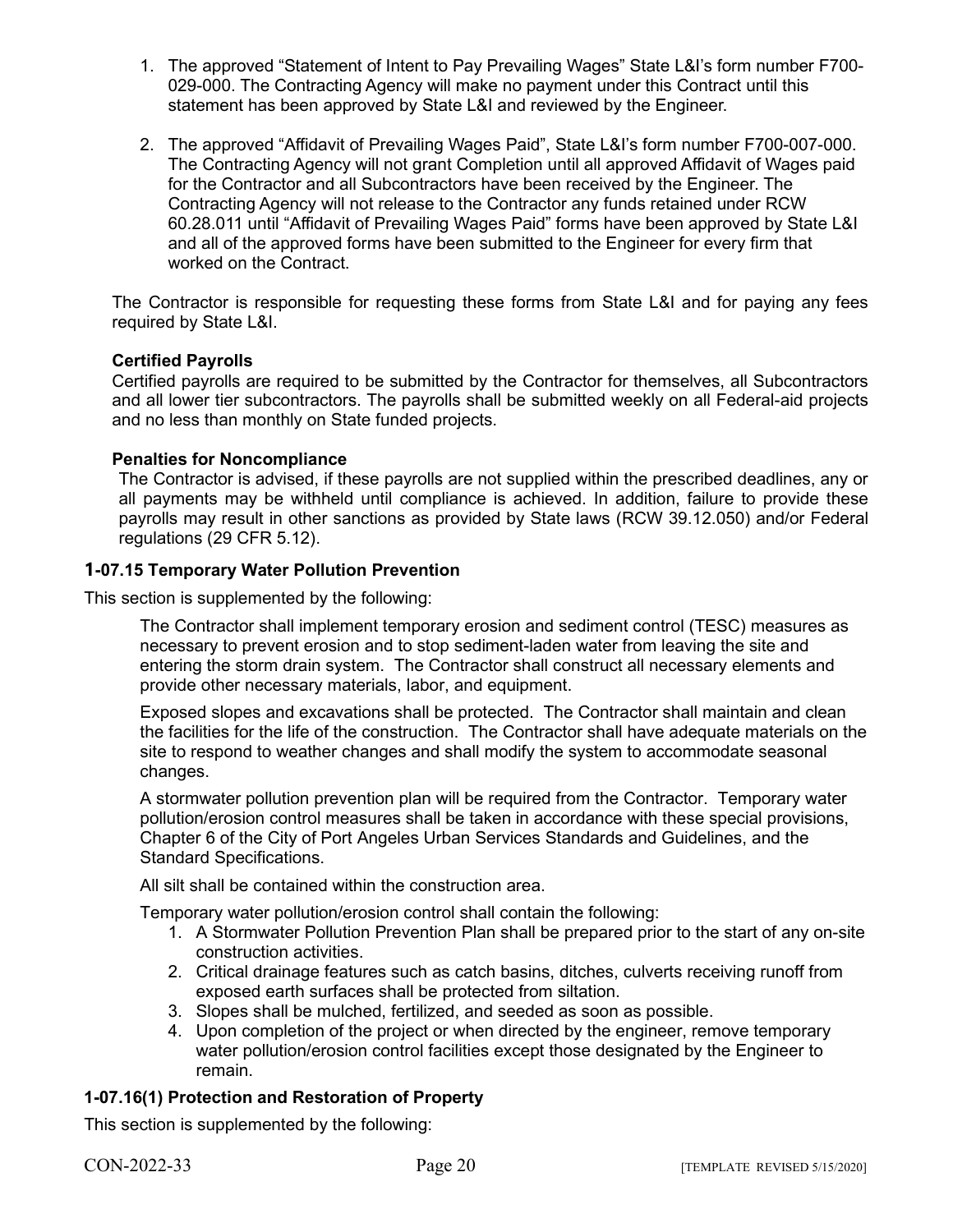1. The approved "Statement of Intent to Pay Prevailing Wages" State L&I's form number F700-029-000. The Contracting Agency will make no payment under this Contract until this statement has been approved by State L&I and reviewed by the Engineer.

2. The approved "Affidavit of Prevailing Wages Paid", State L&I's form number F700-007-000. The Contracting Agency will not grant Completion until all approved Affidavit of Wages paid for the Contractor and all Subcontractors have been received by the Engineer. The Contracting Agency will not release to the Contractor any funds retained under RCW 60.28.011 until "Affidavit of Prevailing Wages Paid" forms have been approved by State L&I and all of the approved forms have been submitted to the Engineer for every firm that worked on the Contract.

The Contractor is responsible for requesting these forms from State L&I and for paying any fees required by State L&I.

**Certified Payrolls**

Certified payrolls are required to be submitted by the Contractor for themselves, all Subcontractors and all lower tier subcontractors. The payrolls shall be submitted weekly on all Federal-aid projects and no less than monthly on State funded projects.

**Penalties for Noncompliance**

The Contractor is advised, if these payrolls are not supplied within the prescribed deadlines, any or all payments may be withheld until compliance is achieved. In addition, failure to provide these payrolls may result in other sanctions as provided by State laws (RCW 39.12.050) and/or Federal regulations (29 CFR 5.12).

### 1-07.15 Temporary Water Pollution Prevention

This section is supplemented by the following:

The Contractor shall implement temporary erosion and sediment control (TESC) measures as necessary to prevent erosion and to stop sediment-laden water from leaving the site and entering the storm drain system. The Contractor shall construct all necessary elements and provide other necessary materials, labor, and equipment.

Exposed slopes and excavations shall be protected. The Contractor shall maintain and clean the facilities for the life of the construction. The Contractor shall have adequate materials on the site to respond to weather changes and shall modify the system to accommodate seasonal changes.

A stormwater pollution prevention plan will be required from the Contractor. Temporary water pollution/erosion control measures shall be taken in accordance with these special provisions, Chapter 6 of the City of Port Angeles Urban Services Standards and Guidelines, and the Standard Specifications.

All silt shall be contained within the construction area.

Temporary water pollution/erosion control shall contain the following:

1. A Stormwater Pollution Prevention Plan shall be prepared prior to the start of any on-site construction activities.
2. Critical drainage features such as catch basins, ditches, culverts receiving runoff from exposed earth surfaces shall be protected from siltation.
3. Slopes shall be mulched, fertilized, and seeded as soon as possible.
4. Upon completion of the project or when directed by the engineer, remove temporary water pollution/erosion control facilities except those designated by the Engineer to remain.

### 1-07.16(1) Protection and Restoration of Property

This section is supplemented by the following: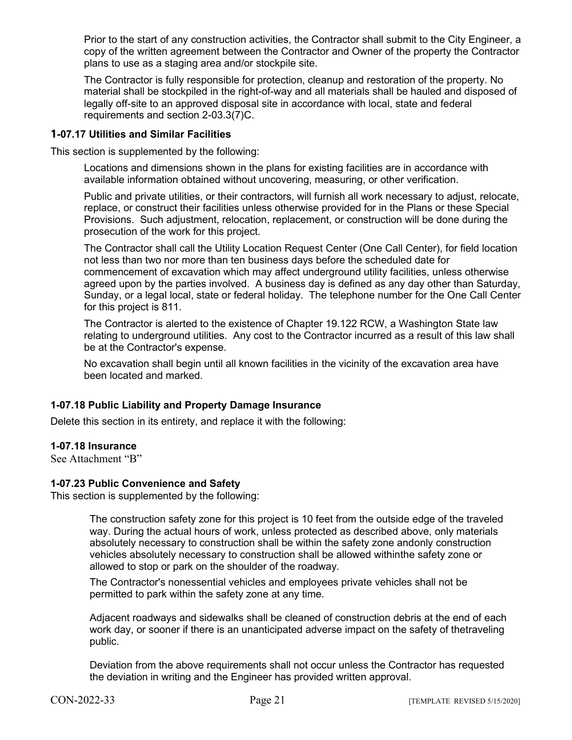Prior to the start of any construction activities, the Contractor shall submit to the City Engineer, a copy of the written agreement between the Contractor and Owner of the property the Contractor plans to use as a staging area and/or stockpile site.

The Contractor is fully responsible for protection, cleanup and restoration of the property. No material shall be stockpiled in the right-of-way and all materials shall be hauled and disposed of legally off-site to an approved disposal site in accordance with local, state and federal requirements and section 2-03.3(7)C.

### 1-07.17 Utilities and Similar Facilities

This section is supplemented by the following:

Locations and dimensions shown in the plans for existing facilities are in accordance with available information obtained without uncovering, measuring, or other verification.

Public and private utilities, or their contractors, will furnish all work necessary to adjust, relocate, replace, or construct their facilities unless otherwise provided for in the Plans or these Special Provisions. Such adjustment, relocation, replacement, or construction will be done during the prosecution of the work for this project.

The Contractor shall call the Utility Location Request Center (One Call Center), for field location not less than two nor more than ten business days before the scheduled date for commencement of excavation which may affect underground utility facilities, unless otherwise agreed upon by the parties involved. A business day is defined as any day other than Saturday, Sunday, or a legal local, state or federal holiday. The telephone number for the One Call Center for this project is 811.

The Contractor is alerted to the existence of Chapter 19.122 RCW, a Washington State law relating to underground utilities. Any cost to the Contractor incurred as a result of this law shall be at the Contractor's expense.

No excavation shall begin until all known facilities in the vicinity of the excavation area have been located and marked.

### 1-07.18 Public Liability and Property Damage Insurance

Delete this section in its entirety, and replace it with the following:

### 1-07.18 Insurance

See Attachment “B”

### 1-07.23 Public Convenience and Safety

This section is supplemented by the following:

The construction safety zone for this project is 10 feet from the outside edge of the traveled way. During the actual hours of work, unless protected as described above, only materials absolutely necessary to construction shall be within the safety zone andonly construction vehicles absolutely necessary to construction shall be allowed withinthe safety zone or allowed to stop or park on the shoulder of the roadway.

The Contractor's nonessential vehicles and employees private vehicles shall not be permitted to park within the safety zone at any time.

Adjacent roadways and sidewalks shall be cleaned of construction debris at the end of each work day, or sooner if there is an unanticipated adverse impact on the safety of thetraveling public.

Deviation from the above requirements shall not occur unless the Contractor has requested the deviation in writing and the Engineer has provided written approval.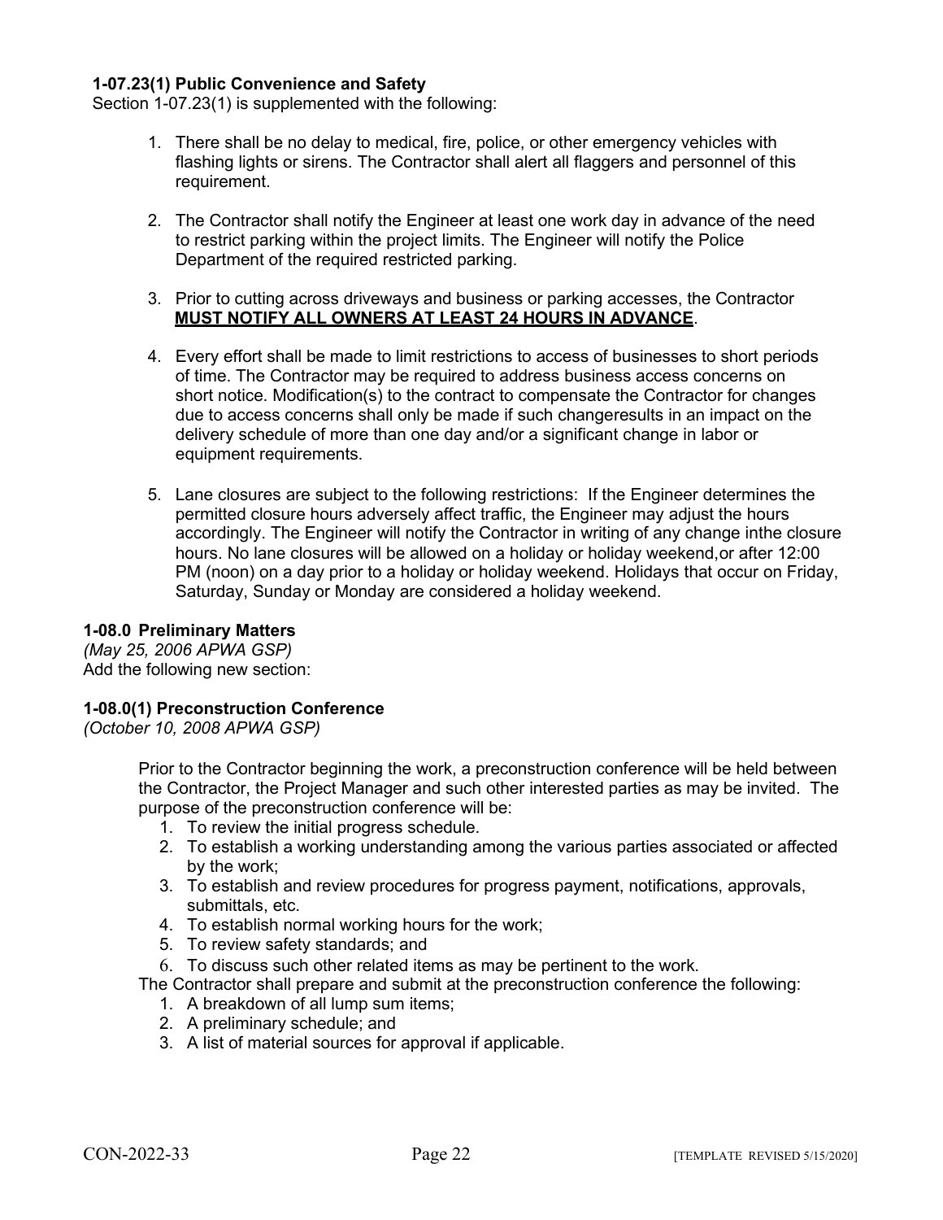**1-07.23(1) Public Convenience and Safety**

Section 1-07.23(1) is supplemented with the following:

1. There shall be no delay to medical, fire, police, or other emergency vehicles with flashing lights or sirens. The Contractor shall alert all flaggers and personnel of this requirement.

2. The Contractor shall notify the Engineer at least one work day in advance of the need to restrict parking within the project limits. The Engineer will notify the Police Department of the required restricted parking.

3. Prior to cutting across driveways and business or parking accesses, the Contractor **MUST NOTIFY ALL OWNERS AT LEAST 24 HOURS IN ADVANCE**.

4. Every effort shall be made to limit restrictions to access of businesses to short periods of time. The Contractor may be required to address business access concerns on short notice. Modification(s) to the contract to compensate the Contractor for changes due to access concerns shall only be made if such changeresults in an impact on the delivery schedule of more than one day and/or a significant change in labor or equipment requirements.

5. Lane closures are subject to the following restrictions: If the Engineer determines the permitted closure hours adversely affect traffic, the Engineer may adjust the hours accordingly. The Engineer will notify the Contractor in writing of any change inthe closure hours. No lane closures will be allowed on a holiday or holiday weekend,or after 12:00 PM (noon) on a day prior to a holiday or holiday weekend. Holidays that occur on Friday, Saturday, Sunday or Monday are considered a holiday weekend.

**1-08.0 Preliminary Matters**

*(May 25, 2006 APWA GSP)*

Add the following new section:

**1-08.0(1) Preconstruction Conference**

*(October 10, 2008 APWA GSP)*

Prior to the Contractor beginning the work, a preconstruction conference will be held between the Contractor, the Project Manager and such other interested parties as may be invited. The purpose of the preconstruction conference will be:

1. To review the initial progress schedule.
2. To establish a working understanding among the various parties associated or affected by the work;
3. To establish and review procedures for progress payment, notifications, approvals, submittals, etc.
4. To establish normal working hours for the work;
5. To review safety standards; and
6. To discuss such other related items as may be pertinent to the work.

The Contractor shall prepare and submit at the preconstruction conference the following:

1. A breakdown of all lump sum items;
2. A preliminary schedule; and
3. A list of material sources for approval if applicable.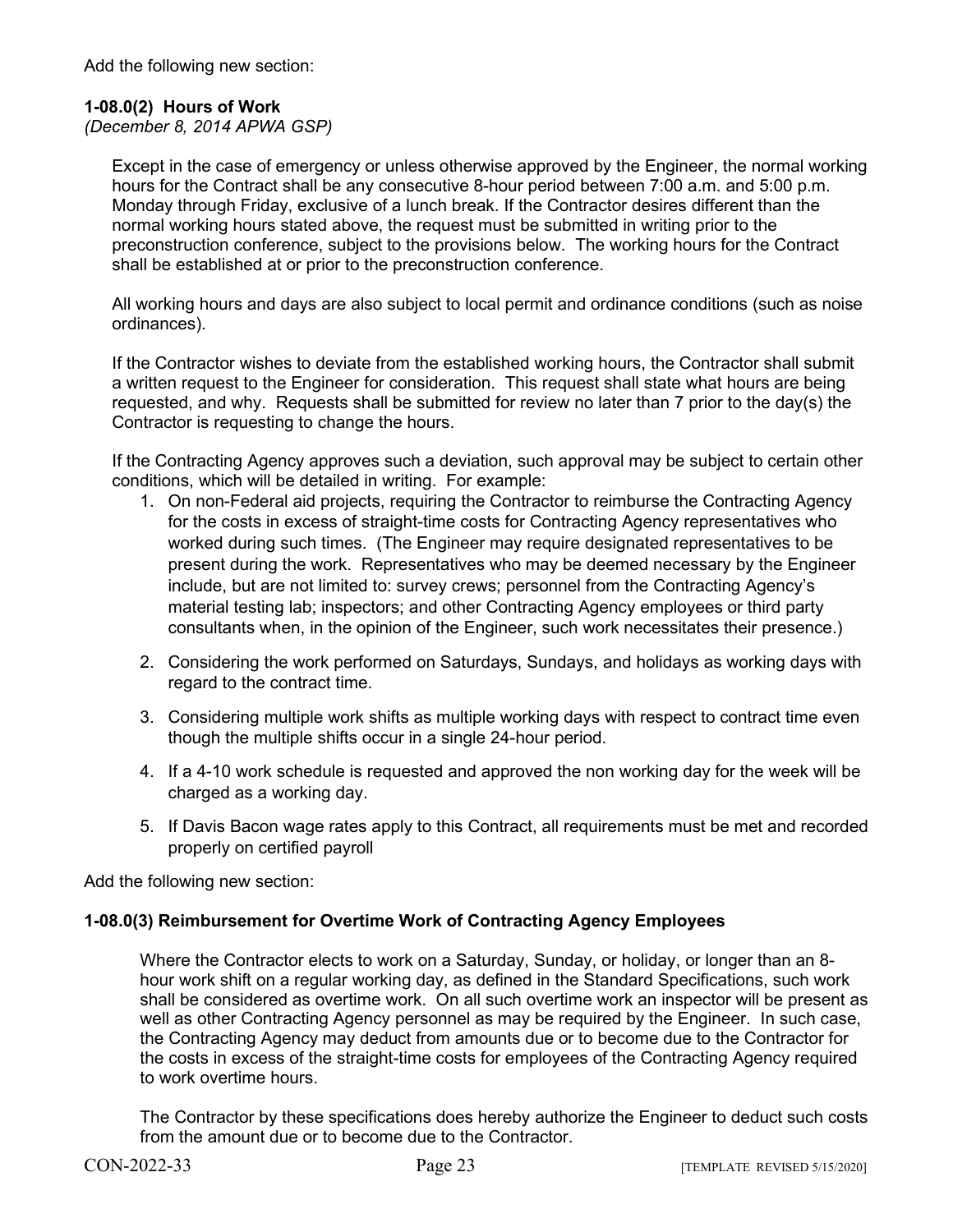Add the following new section:

**1-08.0(2) Hours of Work**
*(December 8, 2014 APWA GSP)*

Except in the case of emergency or unless otherwise approved by the Engineer, the normal working hours for the Contract shall be any consecutive 8-hour period between 7:00 a.m. and 5:00 p.m. Monday through Friday, exclusive of a lunch break. If the Contractor desires different than the normal working hours stated above, the request must be submitted in writing prior to the preconstruction conference, subject to the provisions below. The working hours for the Contract shall be established at or prior to the preconstruction conference.

All working hours and days are also subject to local permit and ordinance conditions (such as noise ordinances).

If the Contractor wishes to deviate from the established working hours, the Contractor shall submit a written request to the Engineer for consideration. This request shall state what hours are being requested, and why. Requests shall be submitted for review no later than 7 prior to the day(s) the Contractor is requesting to change the hours.

If the Contracting Agency approves such a deviation, such approval may be subject to certain other conditions, which will be detailed in writing. For example:

1. On non-Federal aid projects, requiring the Contractor to reimburse the Contracting Agency for the costs in excess of straight-time costs for Contracting Agency representatives who worked during such times. (The Engineer may require designated representatives to be present during the work. Representatives who may be deemed necessary by the Engineer include, but are not limited to: survey crews; personnel from the Contracting Agency's material testing lab; inspectors; and other Contracting Agency employees or third party consultants when, in the opinion of the Engineer, such work necessitates their presence.)

2. Considering the work performed on Saturdays, Sundays, and holidays as working days with regard to the contract time.

3. Considering multiple work shifts as multiple working days with respect to contract time even though the multiple shifts occur in a single 24-hour period.

4. If a 4-10 work schedule is requested and approved the non working day for the week will be charged as a working day.

5. If Davis Bacon wage rates apply to this Contract, all requirements must be met and recorded properly on certified payroll

Add the following new section:

**1-08.0(3) Reimbursement for Overtime Work of Contracting Agency Employees**

Where the Contractor elects to work on a Saturday, Sunday, or holiday, or longer than an 8-hour work shift on a regular working day, as defined in the Standard Specifications, such work shall be considered as overtime work. On all such overtime work an inspector will be present as well as other Contracting Agency personnel as may be required by the Engineer. In such case, the Contracting Agency may deduct from amounts due or to become due to the Contractor for the costs in excess of the straight-time costs for employees of the Contracting Agency required to work overtime hours.

The Contractor by these specifications does hereby authorize the Engineer to deduct such costs from the amount due or to become due to the Contractor.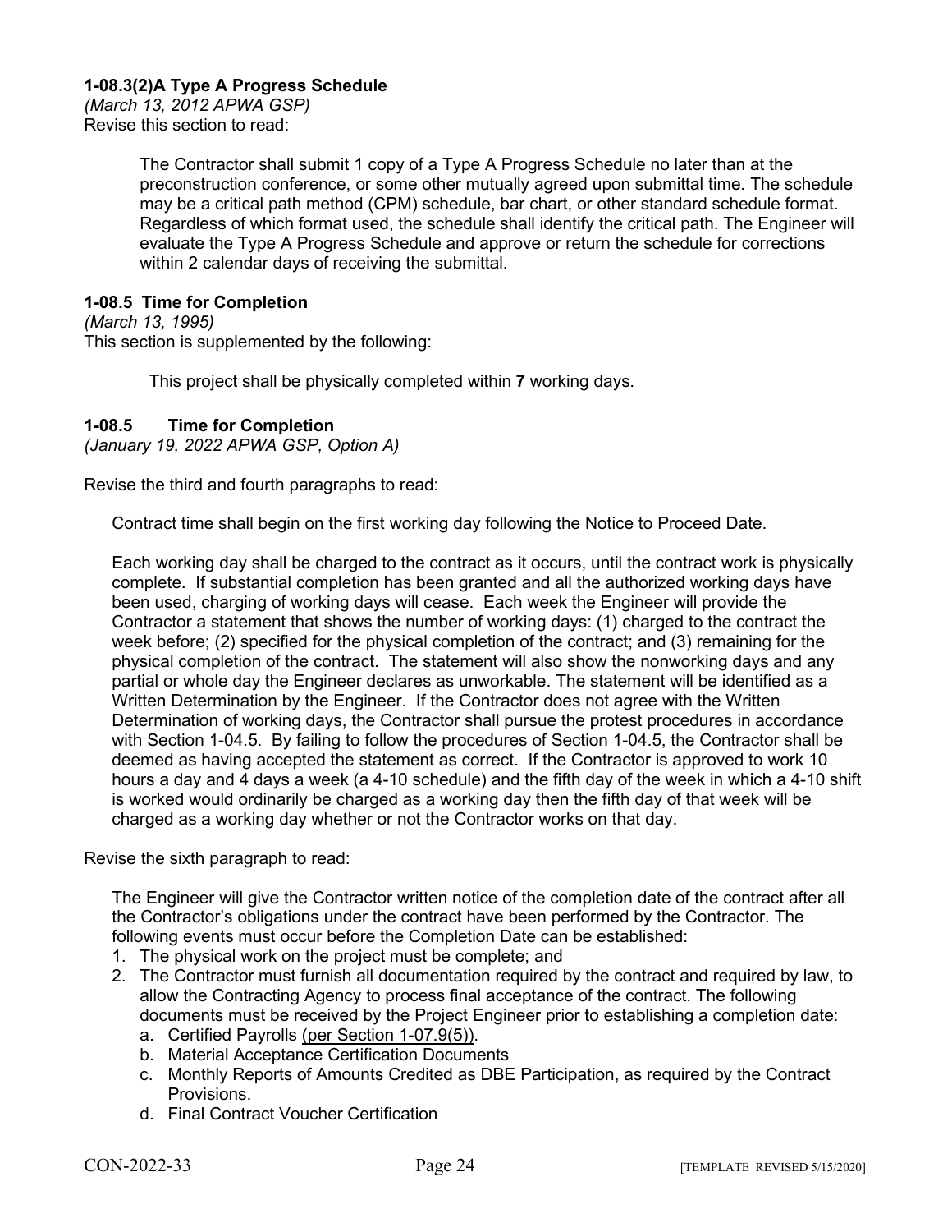**1-08.3(2)A Type A Progress Schedule**
*(March 13, 2012 APWA GSP)*
Revise this section to read:

> The Contractor shall submit 1 copy of a Type A Progress Schedule no later than at the preconstruction conference, or some other mutually agreed upon submittal time. The schedule may be a critical path method (CPM) schedule, bar chart, or other standard schedule format. Regardless of which format used, the schedule shall identify the critical path. The Engineer will evaluate the Type A Progress Schedule and approve or return the schedule for corrections within 2 calendar days of receiving the submittal.

**1-08.5 Time for Completion**
*(March 13, 1995)*
This section is supplemented by the following:

> This project shall be physically completed within **7** working days.

**1-08.5 Time for Completion**
*(January 19, 2022 APWA GSP, Option A)*

Revise the third and fourth paragraphs to read:

> Contract time shall begin on the first working day following the Notice to Proceed Date.
>
> Each working day shall be charged to the contract as it occurs, until the contract work is physically complete. If substantial completion has been granted and all the authorized working days have been used, charging of working days will cease. Each week the Engineer will provide the Contractor a statement that shows the number of working days: (1) charged to the contract the week before; (2) specified for the physical completion of the contract; and (3) remaining for the physical completion of the contract. The statement will also show the nonworking days and any partial or whole day the Engineer declares as unworkable. The statement will be identified as a Written Determination by the Engineer. If the Contractor does not agree with the Written Determination of working days, the Contractor shall pursue the protest procedures in accordance with Section 1-04.5. By failing to follow the procedures of Section 1-04.5, the Contractor shall be deemed as having accepted the statement as correct. If the Contractor is approved to work 10 hours a day and 4 days a week (a 4-10 schedule) and the fifth day of the week in which a 4-10 shift is worked would ordinarily be charged as a working day then the fifth day of that week will be charged as a working day whether or not the Contractor works on that day.

Revise the sixth paragraph to read:

> The Engineer will give the Contractor written notice of the completion date of the contract after all the Contractor's obligations under the contract have been performed by the Contractor. The following events must occur before the Completion Date can be established:
>
> 1. The physical work on the project must be complete; and
> 2. The Contractor must furnish all documentation required by the contract and required by law, to allow the Contracting Agency to process final acceptance of the contract. The following documents must be received by the Project Engineer prior to establishing a completion date:
>    a. Certified Payrolls (per Section 1-07.9(5)).
>    b. Material Acceptance Certification Documents
>    c. Monthly Reports of Amounts Credited as DBE Participation, as required by the Contract Provisions.
>    d. Final Contract Voucher Certification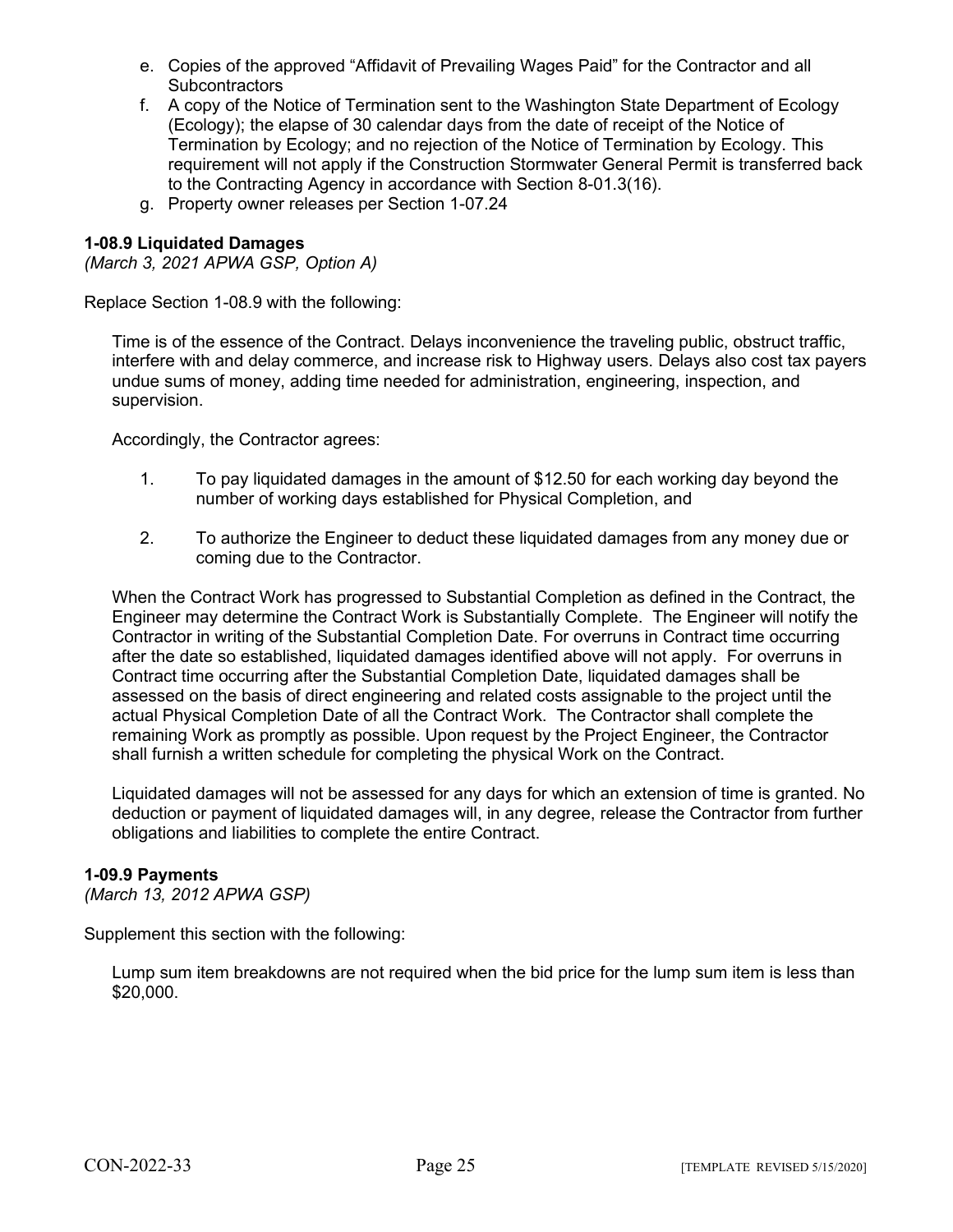e. Copies of the approved "Affidavit of Prevailing Wages Paid" for the Contractor and all Subcontractors
f. A copy of the Notice of Termination sent to the Washington State Department of Ecology (Ecology); the elapse of 30 calendar days from the date of receipt of the Notice of Termination by Ecology; and no rejection of the Notice of Termination by Ecology. This requirement will not apply if the Construction Stormwater General Permit is transferred back to the Contracting Agency in accordance with Section 8-01.3(16).
g. Property owner releases per Section 1-07.24

**1-08.9 Liquidated Damages**
*(March 3, 2021 APWA GSP, Option A)*

Replace Section 1-08.9 with the following:

Time is of the essence of the Contract. Delays inconvenience the traveling public, obstruct traffic, interfere with and delay commerce, and increase risk to Highway users. Delays also cost tax payers undue sums of money, adding time needed for administration, engineering, inspection, and supervision.

Accordingly, the Contractor agrees:

1. To pay liquidated damages in the amount of $12.50 for each working day beyond the number of working days established for Physical Completion, and

2. To authorize the Engineer to deduct these liquidated damages from any money due or coming due to the Contractor.

When the Contract Work has progressed to Substantial Completion as defined in the Contract, the Engineer may determine the Contract Work is Substantially Complete. The Engineer will notify the Contractor in writing of the Substantial Completion Date. For overruns in Contract time occurring after the date so established, liquidated damages identified above will not apply. For overruns in Contract time occurring after the Substantial Completion Date, liquidated damages shall be assessed on the basis of direct engineering and related costs assignable to the project until the actual Physical Completion Date of all the Contract Work. The Contractor shall complete the remaining Work as promptly as possible. Upon request by the Project Engineer, the Contractor shall furnish a written schedule for completing the physical Work on the Contract.

Liquidated damages will not be assessed for any days for which an extension of time is granted. No deduction or payment of liquidated damages will, in any degree, release the Contractor from further obligations and liabilities to complete the entire Contract.

**1-09.9 Payments**
*(March 13, 2012 APWA GSP)*

Supplement this section with the following:

Lump sum item breakdowns are not required when the bid price for the lump sum item is less than $20,000.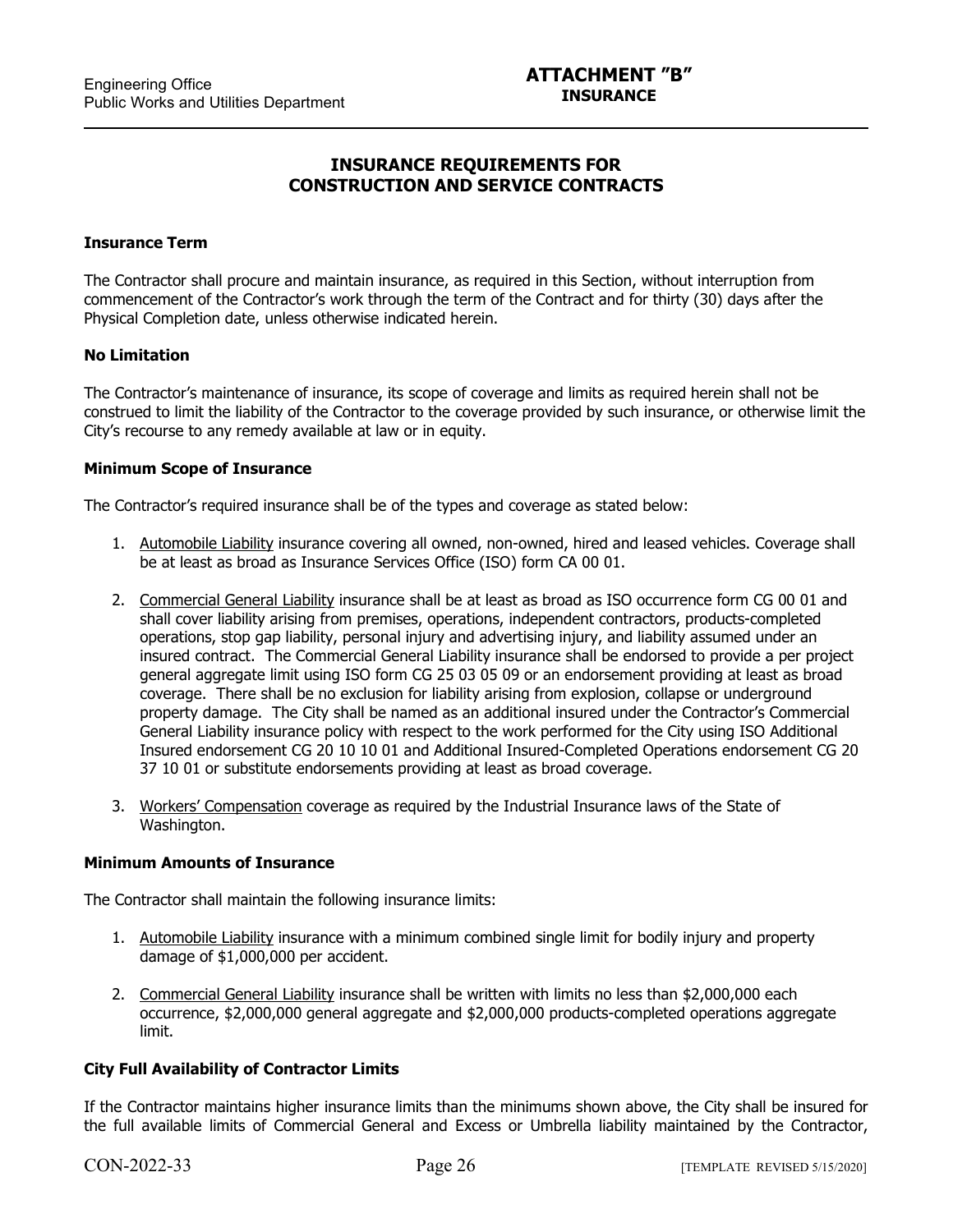# ATTACHMENT "B"
## INSURANCE

## INSURANCE REQUIREMENTS FOR CONSTRUCTION AND SERVICE CONTRACTS

**Insurance Term**

The Contractor shall procure and maintain insurance, as required in this Section, without interruption from commencement of the Contractor's work through the term of the Contract and for thirty (30) days after the Physical Completion date, unless otherwise indicated herein.

**No Limitation**

The Contractor's maintenance of insurance, its scope of coverage and limits as required herein shall not be construed to limit the liability of the Contractor to the coverage provided by such insurance, or otherwise limit the City's recourse to any remedy available at law or in equity.

**Minimum Scope of Insurance**

The Contractor's required insurance shall be of the types and coverage as stated below:

1. Automobile Liability insurance covering all owned, non-owned, hired and leased vehicles. Coverage shall be at least as broad as Insurance Services Office (ISO) form CA 00 01.

2. Commercial General Liability insurance shall be at least as broad as ISO occurrence form CG 00 01 and shall cover liability arising from premises, operations, independent contractors, products-completed operations, stop gap liability, personal injury and advertising injury, and liability assumed under an insured contract. The Commercial General Liability insurance shall be endorsed to provide a per project general aggregate limit using ISO form CG 25 03 05 09 or an endorsement providing at least as broad coverage. There shall be no exclusion for liability arising from explosion, collapse or underground property damage. The City shall be named as an additional insured under the Contractor's Commercial General Liability insurance policy with respect to the work performed for the City using ISO Additional Insured endorsement CG 20 10 10 01 and Additional Insured-Completed Operations endorsement CG 20 37 10 01 or substitute endorsements providing at least as broad coverage.

3. Workers' Compensation coverage as required by the Industrial Insurance laws of the State of Washington.

**Minimum Amounts of Insurance**

The Contractor shall maintain the following insurance limits:

1. Automobile Liability insurance with a minimum combined single limit for bodily injury and property damage of $1,000,000 per accident.

2. Commercial General Liability insurance shall be written with limits no less than $2,000,000 each occurrence, $2,000,000 general aggregate and $2,000,000 products-completed operations aggregate limit.

**City Full Availability of Contractor Limits**

If the Contractor maintains higher insurance limits than the minimums shown above, the City shall be insured for the full available limits of Commercial General and Excess or Umbrella liability maintained by the Contractor,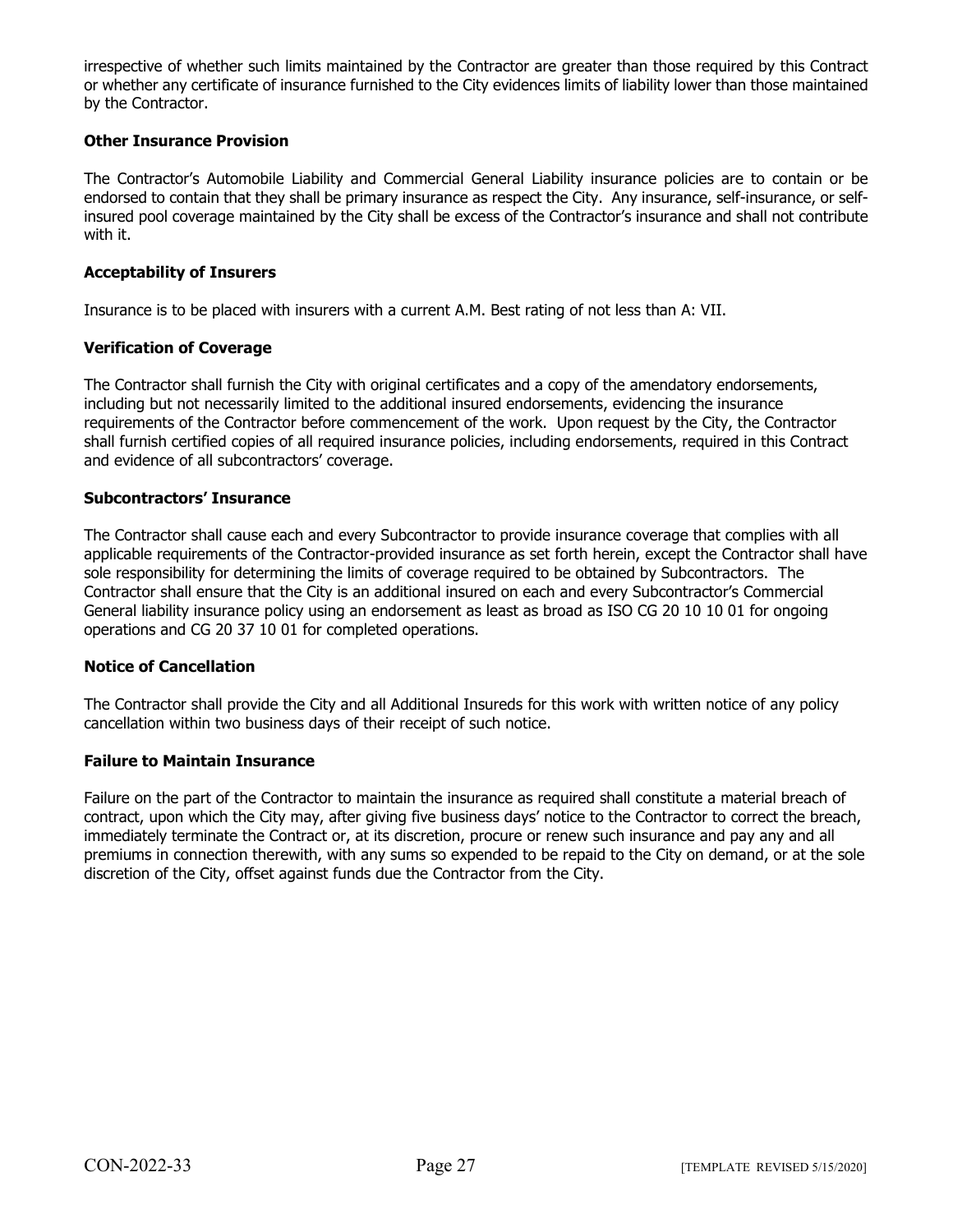irrespective of whether such limits maintained by the Contractor are greater than those required by this Contract or whether any certificate of insurance furnished to the City evidences limits of liability lower than those maintained by the Contractor.

**Other Insurance Provision**

The Contractor's Automobile Liability and Commercial General Liability insurance policies are to contain or be endorsed to contain that they shall be primary insurance as respect the City. Any insurance, self-insurance, or self-insured pool coverage maintained by the City shall be excess of the Contractor's insurance and shall not contribute with it.

**Acceptability of Insurers**

Insurance is to be placed with insurers with a current A.M. Best rating of not less than A: VII.

**Verification of Coverage**

The Contractor shall furnish the City with original certificates and a copy of the amendatory endorsements, including but not necessarily limited to the additional insured endorsements, evidencing the insurance requirements of the Contractor before commencement of the work. Upon request by the City, the Contractor shall furnish certified copies of all required insurance policies, including endorsements, required in this Contract and evidence of all subcontractors' coverage.

**Subcontractors' Insurance**

The Contractor shall cause each and every Subcontractor to provide insurance coverage that complies with all applicable requirements of the Contractor-provided insurance as set forth herein, except the Contractor shall have sole responsibility for determining the limits of coverage required to be obtained by Subcontractors. The Contractor shall ensure that the City is an additional insured on each and every Subcontractor's Commercial General liability insurance policy using an endorsement as least as broad as ISO CG 20 10 10 01 for ongoing operations and CG 20 37 10 01 for completed operations.

**Notice of Cancellation**

The Contractor shall provide the City and all Additional Insureds for this work with written notice of any policy cancellation within two business days of their receipt of such notice.

**Failure to Maintain Insurance**

Failure on the part of the Contractor to maintain the insurance as required shall constitute a material breach of contract, upon which the City may, after giving five business days' notice to the Contractor to correct the breach, immediately terminate the Contract or, at its discretion, procure or renew such insurance and pay any and all premiums in connection therewith, with any sums so expended to be repaid to the City on demand, or at the sole discretion of the City, offset against funds due the Contractor from the City.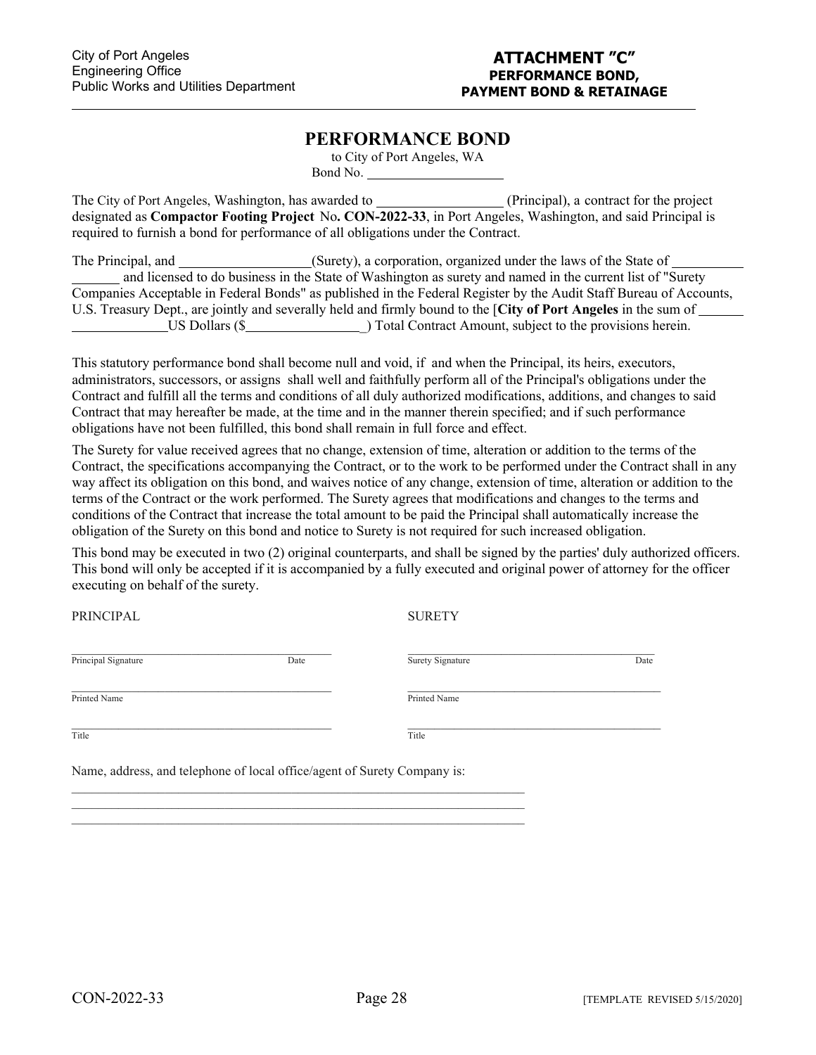City of Port Angeles
Engineering Office
Public Works and Utilities Department

**ATTACHMENT "C"**
**PERFORMANCE BOND,**
**PAYMENT BOND & RETAINAGE**

# PERFORMANCE BOND

to City of Port Angeles, WA
Bond No. \_\_\_\_\_\_\_\_\_\_\_\_\_\_\_\_\_\_\_\_

The City of Port Angeles, Washington, has awarded to \_\_\_\_\_\_\_\_\_\_\_\_\_\_\_\_\_\_ (Principal), a contract for the project designated as **Compactor Footing Project** No**. CON-2022-33**, in Port Angeles, Washington, and said Principal is required to furnish a bond for performance of all obligations under the Contract.

The Principal, and \_\_\_\_\_\_\_\_\_\_\_\_\_\_\_\_\_\_\_(Surety), a corporation, organized under the laws of the State of \_\_\_\_\_\_\_\_\_\_\_\_\_\_\_\_\_\_ and licensed to do business in the State of Washington as surety and named in the current list of "Surety Companies Acceptable in Federal Bonds" as published in the Federal Register by the Audit Staff Bureau of Accounts, U.S. Treasury Dept., are jointly and severally held and firmly bound to the [**City of Port Angeles** in the sum of \_\_\_\_\_\_\_\_\_\_\_\_\_\_\_\_\_\_\_\_US Dollars ($\_\_\_\_\_\_\_\_\_\_\_\_\_\_\_\_\_) Total Contract Amount, subject to the provisions herein.

This statutory performance bond shall become null and void, if and when the Principal, its heirs, executors, administrators, successors, or assigns shall well and faithfully perform all of the Principal's obligations under the Contract and fulfill all the terms and conditions of all duly authorized modifications, additions, and changes to said Contract that may hereafter be made, at the time and in the manner therein specified; and if such performance obligations have not been fulfilled, this bond shall remain in full force and effect.

The Surety for value received agrees that no change, extension of time, alteration or addition to the terms of the Contract, the specifications accompanying the Contract, or to the work to be performed under the Contract shall in any way affect its obligation on this bond, and waives notice of any change, extension of time, alteration or addition to the terms of the Contract or the work performed. The Surety agrees that modifications and changes to the terms and conditions of the Contract that increase the total amount to be paid the Principal shall automatically increase the obligation of the Surety on this bond and notice to Surety is not required for such increased obligation.

This bond may be executed in two (2) original counterparts, and shall be signed by the parties' duly authorized officers. This bond will only be accepted if it is accompanied by a fully executed and original power of attorney for the officer executing on behalf of the surety.

| PRINCIPAL | SURETY |
| --- | --- |
| \_\_\_\_\_\_\_\_\_\_\_\_\_\_\_\_\_\_\_\_\_\_\_\_\_\_\_\_ | \_\_\_\_\_\_\_\_\_\_\_\_\_\_\_\_\_\_\_\_\_\_\_\_\_\_\_\_ |
| Principal Signature Date | Surety Signature Date |
| \_\_\_\_\_\_\_\_\_\_\_\_\_\_\_\_\_\_\_\_\_\_\_\_\_\_\_\_ | \_\_\_\_\_\_\_\_\_\_\_\_\_\_\_\_\_\_\_\_\_\_\_\_\_\_\_\_ |
| Printed Name | Printed Name |
| \_\_\_\_\_\_\_\_\_\_\_\_\_\_\_\_\_\_\_\_\_\_\_\_\_\_\_\_ | \_\_\_\_\_\_\_\_\_\_\_\_\_\_\_\_\_\_\_\_\_\_\_\_\_\_\_\_ |
| Title | Title |

Name, address, and telephone of local office/agent of Surety Company is:

\_\_\_\_\_\_\_\_\_\_\_\_\_\_\_\_\_\_\_\_\_\_\_\_\_\_\_\_\_\_\_\_\_\_\_\_\_\_\_\_\_\_\_\_\_\_\_\_\_\_\_\_\_\_\_\_\_\_\_\_

\_\_\_\_\_\_\_\_\_\_\_\_\_\_\_\_\_\_\_\_\_\_\_\_\_\_\_\_\_\_\_\_\_\_\_\_\_\_\_\_\_\_\_\_\_\_\_\_\_\_\_\_\_\_\_\_\_\_\_\_

\_\_\_\_\_\_\_\_\_\_\_\_\_\_\_\_\_\_\_\_\_\_\_\_\_\_\_\_\_\_\_\_\_\_\_\_\_\_\_\_\_\_\_\_\_\_\_\_\_\_\_\_\_\_\_\_\_\_\_\_

CON-2022-33 [TEMPLATE REVISED 5/15/2020]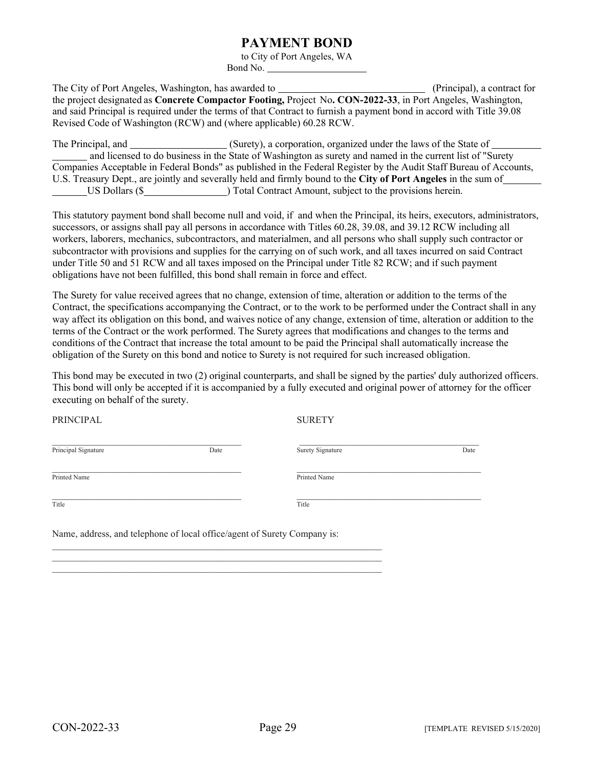# PAYMENT BOND

to City of Port Angeles, WA

Bond No. ____________________

The City of Port Angeles, Washington, has awarded to ______________________________ (Principal), a contract for the project designated as **Concrete Compactor Footing,** Project No**. CON-2022-33**, in Port Angeles, Washington, and said Principal is required under the terms of that Contract to furnish a payment bond in accord with Title 39.08 Revised Code of Washington (RCW) and (where applicable) 60.28 RCW.

The Principal, and ___________________ (Surety), a corporation, organized under the laws of the State of __________ _______ and licensed to do business in the State of Washington as surety and named in the current list of "Surety Companies Acceptable in Federal Bonds" as published in the Federal Register by the Audit Staff Bureau of Accounts, U.S. Treasury Dept., are jointly and severally held and firmly bound to the **City of Port Angeles** in the sum of_______ _______US Dollars ($________________) Total Contract Amount, subject to the provisions herein.

This statutory payment bond shall become null and void, if and when the Principal, its heirs, executors, administrators, successors, or assigns shall pay all persons in accordance with Titles 60.28, 39.08, and 39.12 RCW including all workers, laborers, mechanics, subcontractors, and materialmen, and all persons who shall supply such contractor or subcontractor with provisions and supplies for the carrying on of such work, and all taxes incurred on said Contract under Title 50 and 51 RCW and all taxes imposed on the Principal under Title 82 RCW; and if such payment obligations have not been fulfilled, this bond shall remain in force and effect.

The Surety for value received agrees that no change, extension of time, alteration or addition to the terms of the Contract, the specifications accompanying the Contract, or to the work to be performed under the Contract shall in any way affect its obligation on this bond, and waives notice of any change, extension of time, alteration or addition to the terms of the Contract or the work performed. The Surety agrees that modifications and changes to the terms and conditions of the Contract that increase the total amount to be paid the Principal shall automatically increase the obligation of the Surety on this bond and notice to Surety is not required for such increased obligation.

This bond may be executed in two (2) original counterparts, and shall be signed by the parties' duly authorized officers. This bond will only be accepted if it is accompanied by a fully executed and original power of attorney for the officer executing on behalf of the surety.

PRINCIPAL

_____________________________________________
Principal Signature Date

_____________________________________________
Printed Name

_____________________________________________
Title

SURETY

_____________________________________________
Surety Signature Date

_____________________________________________
Printed Name

_____________________________________________
Title

Name, address, and telephone of local office/agent of Surety Company is:

_________________________________________________________________________
_________________________________________________________________________
_________________________________________________________________________

CON-2022-33 [TEMPLATE REVISED 5/15/2020]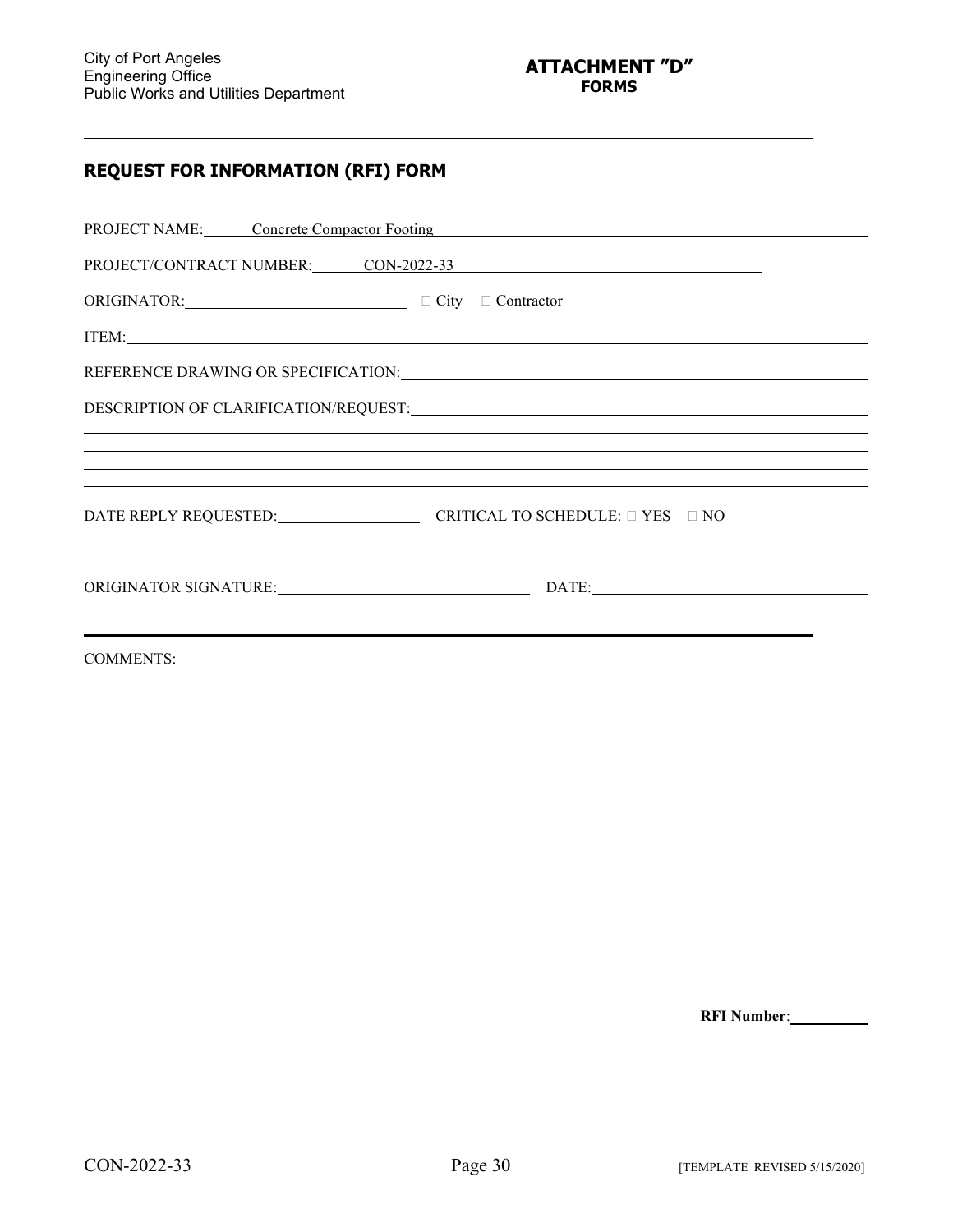City of Port Angeles
Engineering Office
Public Works and Utilities Department

**ATTACHMENT "D"**
**FORMS**

---

## REQUEST FOR INFORMATION (RFI) FORM

PROJECT NAME: Concrete Compactor Footing

PROJECT/CONTRACT NUMBER: CON-2022-33

ORIGINATOR: ____________________ ☐ City ☐ Contractor

ITEM: ____________________

REFERENCE DRAWING OR SPECIFICATION: ____________________

DESCRIPTION OF CLARIFICATION/REQUEST: ____________________

____________________

____________________

____________________

____________________

DATE REPLY REQUESTED: ____________ CRITICAL TO SCHEDULE: ☐ YES ☐ NO

ORIGINATOR SIGNATURE: ____________________ DATE: ____________________

---

COMMENTS:

**RFI Number**: __________

CON-2022-33 [TEMPLATE REVISED 5/15/2020]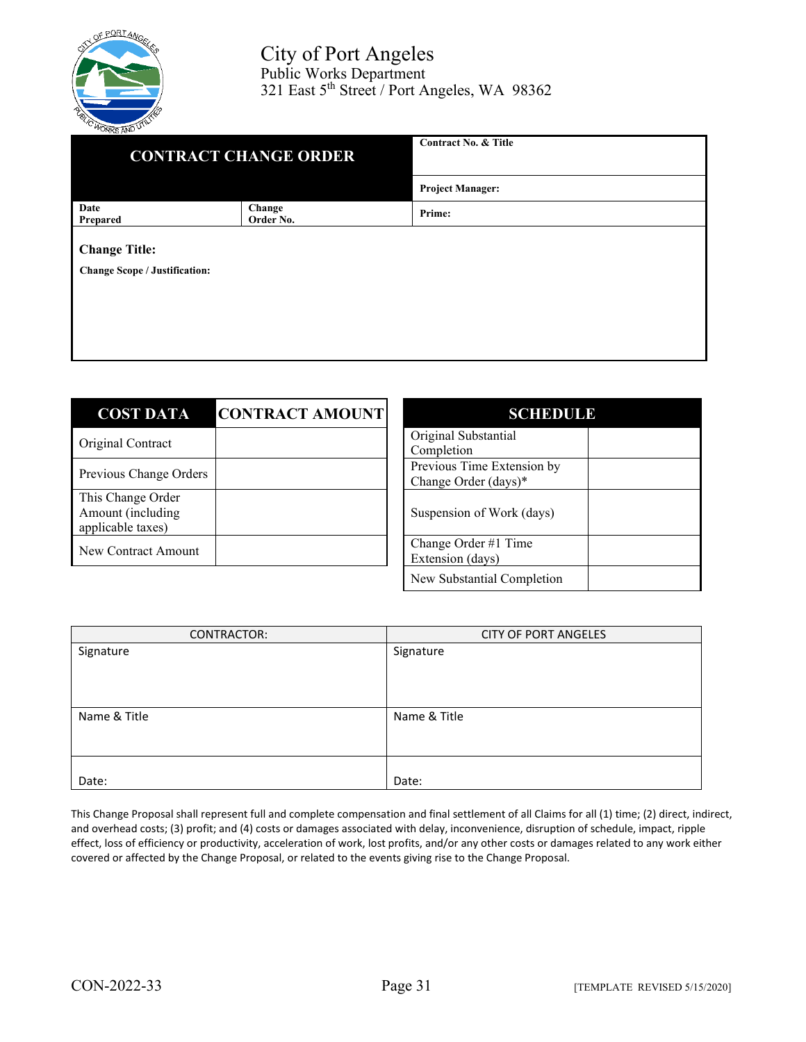# City of Port Angeles
Public Works Department
321 East 5th Street / Port Angeles, WA 98362

| CONTRACT CHANGE ORDER | | Contract No. & Title |
|---|---|---|
| | | Project Manager: |
| Date Prepared | Change Order No. | Prime: |

**Change Title:**

**Change Scope / Justification:**

| COST DATA | CONTRACT AMOUNT |
|---|---|
| Original Contract | |
| Previous Change Orders | |
| This Change Order Amount (including applicable taxes) | |
| New Contract Amount | |

| SCHEDULE | |
|---|---|
| Original Substantial Completion | |
| Previous Time Extension by Change Order (days)* | |
| Suspension of Work (days) | |
| Change Order #1 Time Extension (days) | |
| New Substantial Completion | |

| CONTRACTOR: | CITY OF PORT ANGELES |
|---|---|
| Signature | Signature |
| Name & Title | Name & Title |
| Date: | Date: |

This Change Proposal shall represent full and complete compensation and final settlement of all Claims for all (1) time; (2) direct, indirect, and overhead costs; (3) profit; and (4) costs or damages associated with delay, inconvenience, disruption of schedule, impact, ripple effect, loss of efficiency or productivity, acceleration of work, lost profits, and/or any other costs or damages related to any work either covered or affected by the Change Proposal, or related to the events giving rise to the Change Proposal.

CON-2022-33 [TEMPLATE REVISED 5/15/2020]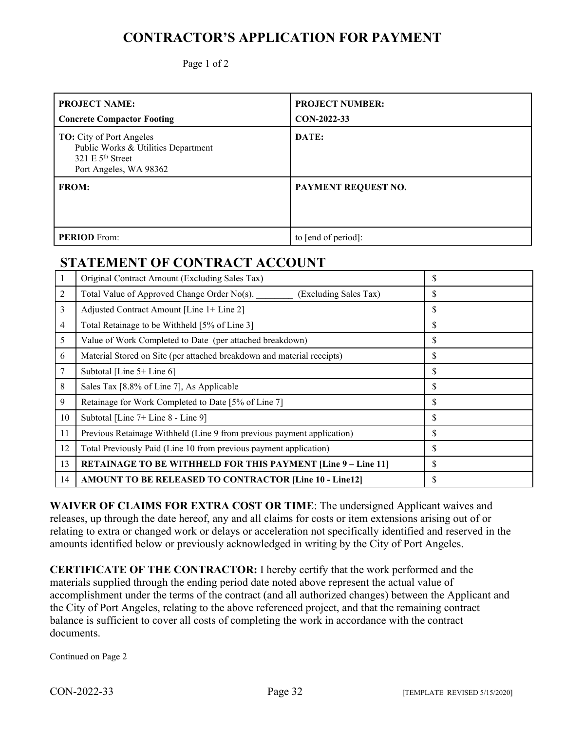# CONTRACTOR'S APPLICATION FOR PAYMENT

Page 1 of 2

| **PROJECT NAME:**<br>**Concrete Compactor Footing** | **PROJECT NUMBER:**<br>**CON-2022-33** |
|---|---|
| **TO:** City of Port Angeles<br>Public Works & Utilities Department<br>321 E 5th Street<br>Port Angeles, WA 98362 | **DATE:** |
| **FROM:** | **PAYMENT REQUEST NO.** |
| **PERIOD** From: | to [end of period]: |

## STATEMENT OF CONTRACT ACCOUNT

| | | |
|---|---|---|
| 1 | Original Contract Amount (Excluding Sales Tax) | $ |
| 2 | Total Value of Approved Change Order No(s). ________ (Excluding Sales Tax) | $ |
| 3 | Adjusted Contract Amount [Line 1+ Line 2] | $ |
| 4 | Total Retainage to be Withheld [5% of Line 3] | $ |
| 5 | Value of Work Completed to Date (per attached breakdown) | $ |
| 6 | Material Stored on Site (per attached breakdown and material receipts) | $ |
| 7 | Subtotal [Line 5+ Line 6] | $ |
| 8 | Sales Tax [8.8% of Line 7], As Applicable | $ |
| 9 | Retainage for Work Completed to Date [5% of Line 7] | $ |
| 10 | Subtotal [Line 7+ Line 8 - Line 9] | $ |
| 11 | Previous Retainage Withheld (Line 9 from previous payment application) | $ |
| 12 | Total Previously Paid (Line 10 from previous payment application) | $ |
| 13 | **RETAINAGE TO BE WITHHELD FOR THIS PAYMENT [Line 9 – Line 11]** | $ |
| 14 | **AMOUNT TO BE RELEASED TO CONTRACTOR [Line 10 - Line12]** | $ |

**WAIVER OF CLAIMS FOR EXTRA COST OR TIME**: The undersigned Applicant waives and releases, up through the date hereof, any and all claims for costs or item extensions arising out of or relating to extra or changed work or delays or acceleration not specifically identified and reserved in the amounts identified below or previously acknowledged in writing by the City of Port Angeles.

**CERTIFICATE OF THE CONTRACTOR:** I hereby certify that the work performed and the materials supplied through the ending period date noted above represent the actual value of accomplishment under the terms of the contract (and all authorized changes) between the Applicant and the City of Port Angeles, relating to the above referenced project, and that the remaining contract balance is sufficient to cover all costs of completing the work in accordance with the contract documents.

Continued on Page 2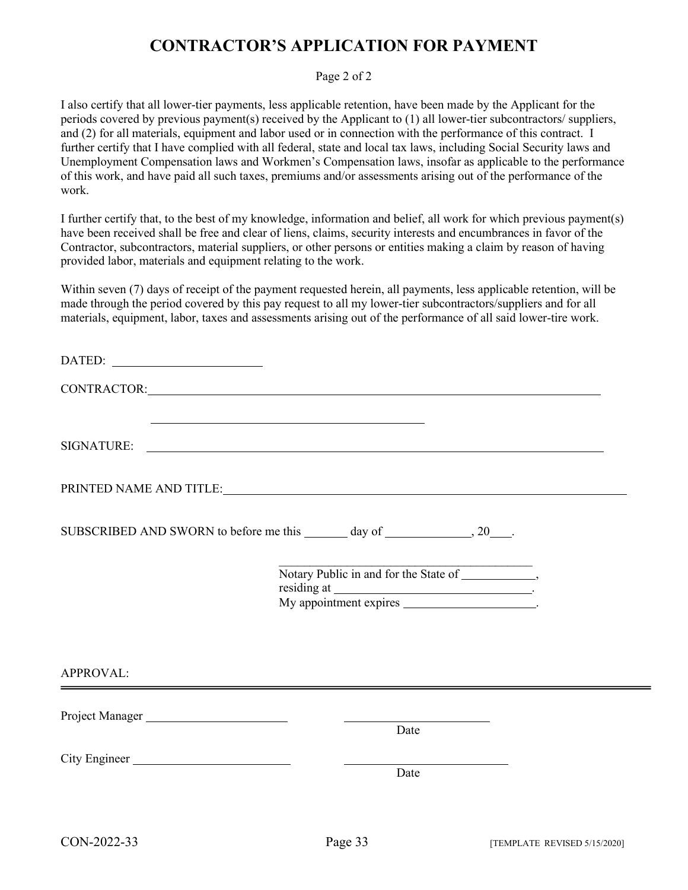# CONTRACTOR'S APPLICATION FOR PAYMENT

Page 2 of 2

I also certify that all lower-tier payments, less applicable retention, have been made by the Applicant for the periods covered by previous payment(s) received by the Applicant to (1) all lower-tier subcontractors/ suppliers, and (2) for all materials, equipment and labor used or in connection with the performance of this contract. I further certify that I have complied with all federal, state and local tax laws, including Social Security laws and Unemployment Compensation laws and Workmen's Compensation laws, insofar as applicable to the performance of this work, and have paid all such taxes, premiums and/or assessments arising out of the performance of the work.

I further certify that, to the best of my knowledge, information and belief, all work for which previous payment(s) have been received shall be free and clear of liens, claims, security interests and encumbrances in favor of the Contractor, subcontractors, material suppliers, or other persons or entities making a claim by reason of having provided labor, materials and equipment relating to the work.

Within seven (7) days of receipt of the payment requested herein, all payments, less applicable retention, will be made through the period covered by this pay request to all my lower-tier subcontractors/suppliers and for all materials, equipment, labor, taxes and assessments arising out of the performance of all said lower-tire work.

DATED: ________________________

CONTRACTOR: ________________________________________________________________________

________________________________________

SIGNATURE: ________________________________________________________________________

PRINTED NAME AND TITLE: ____________________________________________________________

SUBSCRIBED AND SWORN to before me this _______ day of _____________, 20___.

________________________________________
Notary Public in and for the State of ___________,
residing at ________________________________.
My appointment expires _____________________.

APPROVAL:

---

Project Manager ______________________ ______________________
Date

City Engineer ______________________ ______________________
Date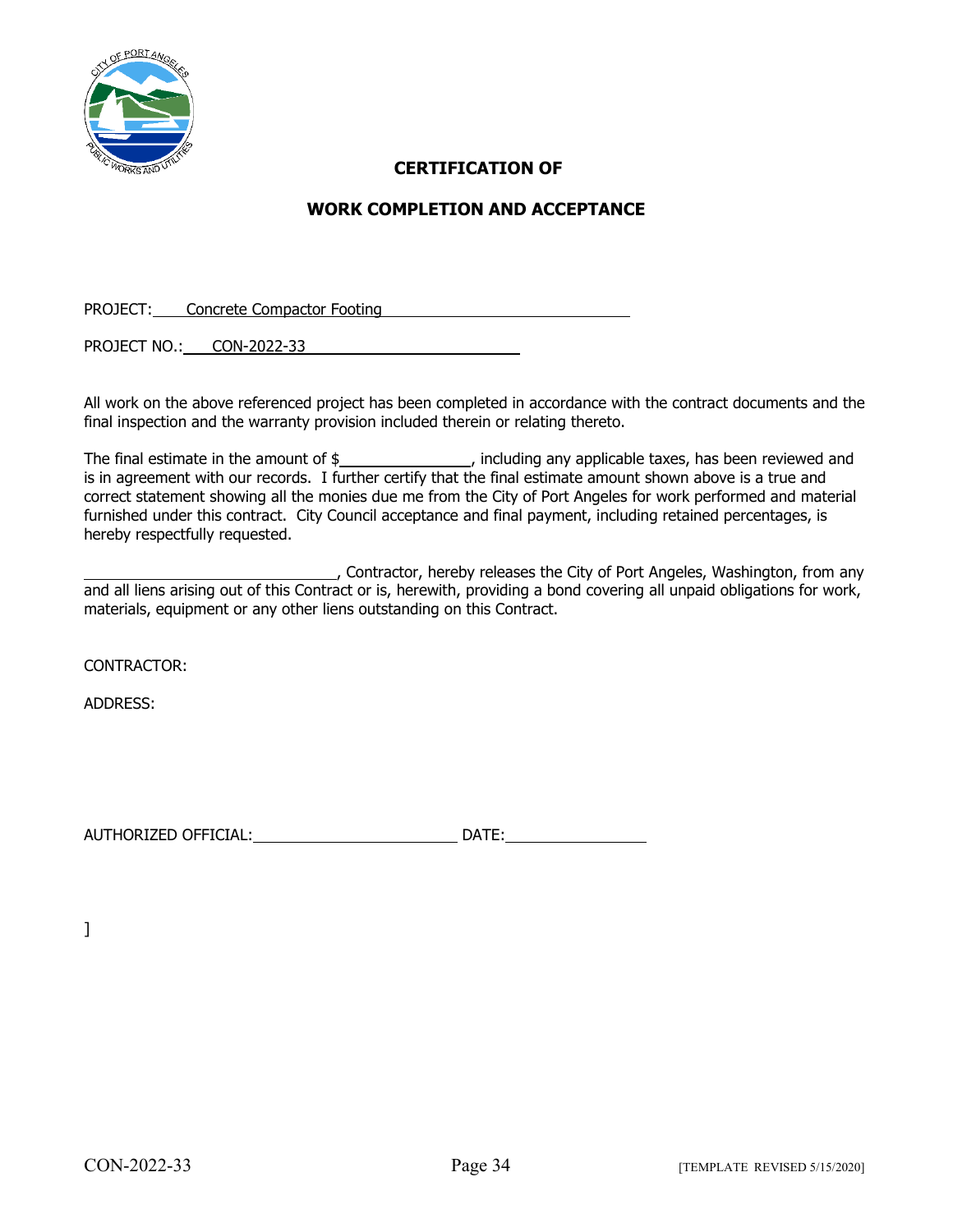# CERTIFICATION OF

# WORK COMPLETION AND ACCEPTANCE

PROJECT: Concrete Compactor Footing

PROJECT NO.: CON-2022-33

All work on the above referenced project has been completed in accordance with the contract documents and the final inspection and the warranty provision included therein or relating thereto.

The final estimate in the amount of $\_\_\_\_\_\_\_\_\_\_\_\_\_\_\_, including any applicable taxes, has been reviewed and is in agreement with our records. I further certify that the final estimate amount shown above is a true and correct statement showing all the monies due me from the City of Port Angeles for work performed and material furnished under this contract. City Council acceptance and final payment, including retained percentages, is hereby respectfully requested.

\_\_\_\_\_\_\_\_\_\_\_\_\_\_\_\_\_\_\_\_\_\_\_\_\_\_\_\_\_\_, Contractor, hereby releases the City of Port Angeles, Washington, from any and all liens arising out of this Contract or is, herewith, providing a bond covering all unpaid obligations for work, materials, equipment or any other liens outstanding on this Contract.

CONTRACTOR:

ADDRESS:

AUTHORIZED OFFICIAL: \_\_\_\_\_\_\_\_\_\_\_\_\_\_\_\_\_\_\_\_\_\_\_\_\_ DATE: \_\_\_\_\_\_\_\_\_\_\_\_\_\_\_\_\_

]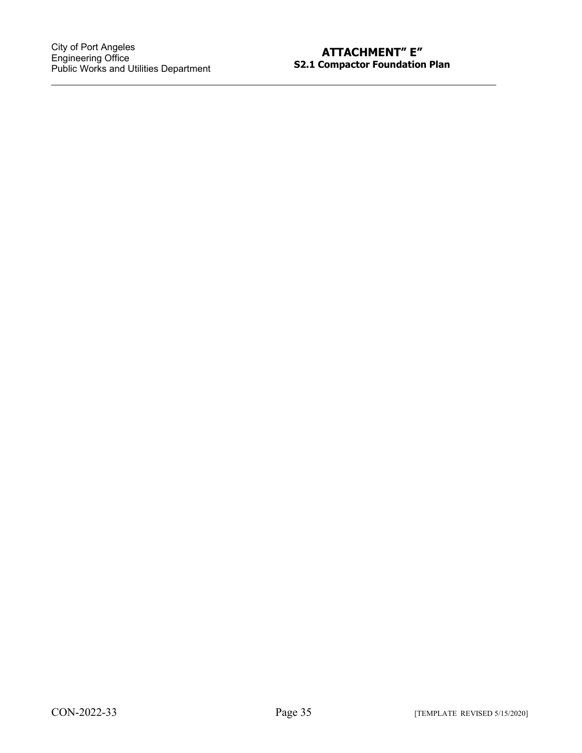## ATTACHMENT" E"

### S2.1 Compactor Foundation Plan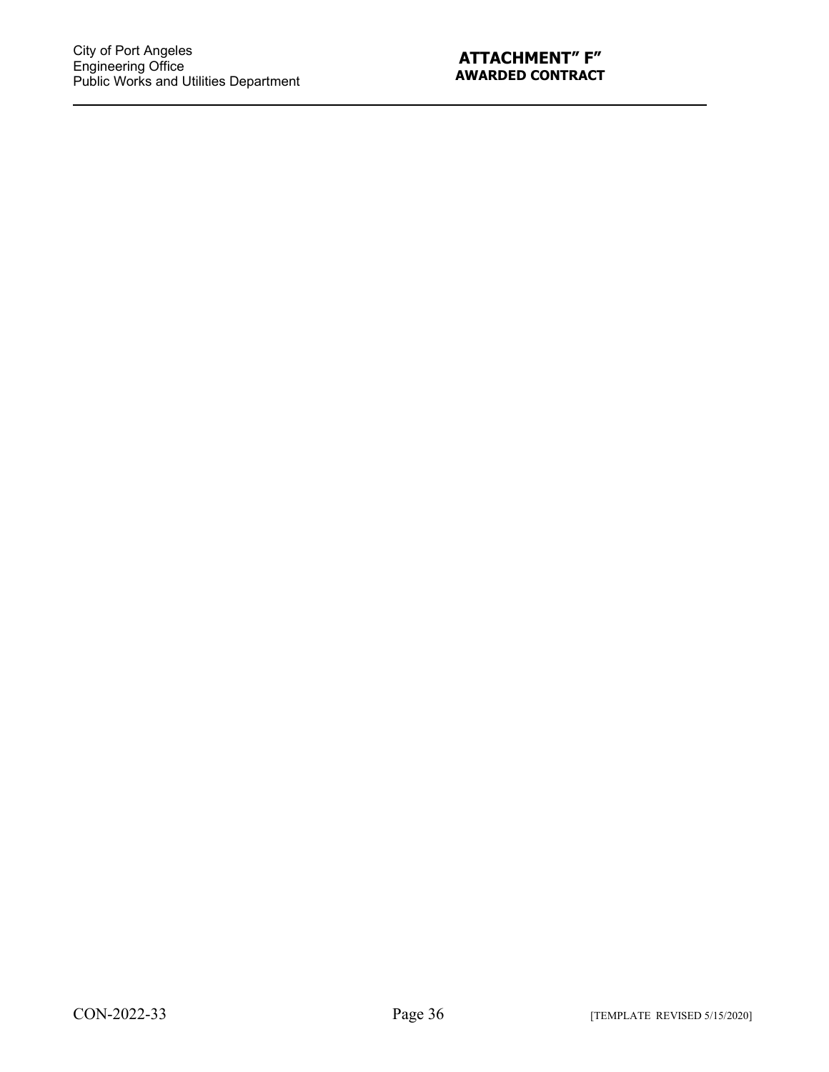# ATTACHMENT" F"
## AWARDED CONTRACT